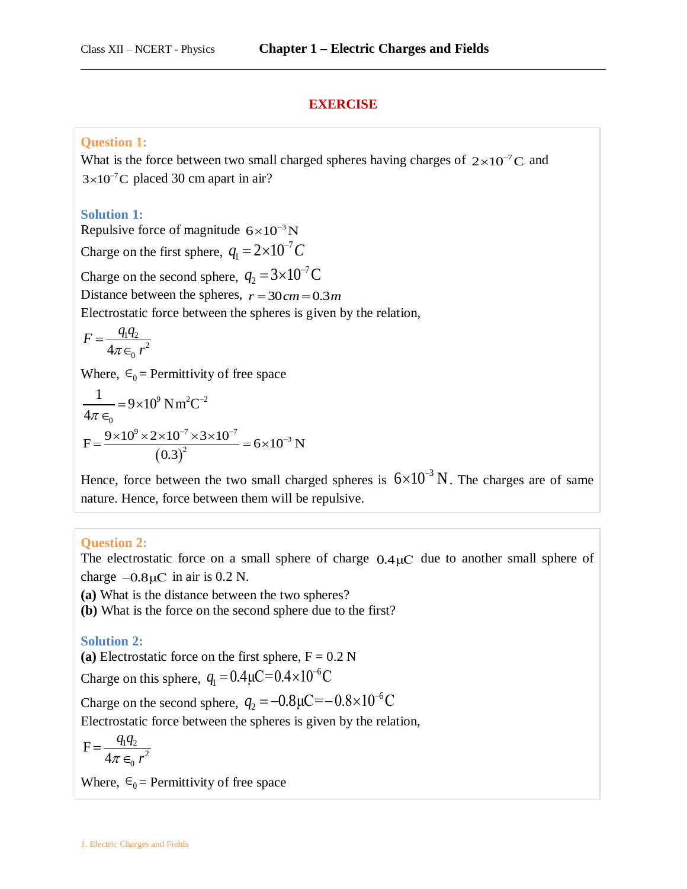## EXERCISE

**Question 1:**

What is the force between two small charged spheres having charges of $2\times10^{-7}\,\text{C}$ and $3\times10^{-7}\,\text{C}$ placed 30 cm apart in air?

**Solution 1:**

Repulsive force of magnitude $6\times10^{-3}\,\text{N}$

Charge on the first sphere, $q_1 = 2\times10^{-7}\,C$

Charge on the second sphere, $q_2 = 3\times10^{-7}\,\text{C}$

Distance between the spheres, $r = 30\,cm = 0.3\,m$

Electrostatic force between the spheres is given by the relation,

$$F = \frac{q_1 q_2}{4\pi \epsilon_0 r^2}$$

Where, $\epsilon_0$ = Permittivity of free space

$$\frac{1}{4\pi \epsilon_0} = 9\times10^{9}\,\text{N}\,\text{m}^2\text{C}^{-2}$$

$$\text{F} = \frac{9\times10^{9}\times2\times10^{-7}\times3\times10^{-7}}{(0.3)^2} = 6\times10^{-3}\,\text{N}$$

Hence, force between the two small charged spheres is $6\times10^{-3}\,\text{N}$. The charges are of same nature. Hence, force between them will be repulsive.

**Question 2:**

The electrostatic force on a small sphere of charge $0.4\,\mu\text{C}$ due to another small sphere of charge $-0.8\,\mu\text{C}$ in air is 0.2 N.

**(a)** What is the distance between the two spheres?

**(b)** What is the force on the second sphere due to the first?

**Solution 2:**

**(a)** Electrostatic force on the first sphere, F = 0.2 N

Charge on this sphere, $q_1 = 0.4\,\mu\text{C} = 0.4\times10^{-6}\,\text{C}$

Charge on the second sphere, $q_2 = -0.8\,\mu\text{C} = -0.8\times10^{-6}\,\text{C}$

Electrostatic force between the spheres is given by the relation,

$$\text{F} = \frac{q_1 q_2}{4\pi \epsilon_0 r^2}$$

Where, $\epsilon_0$ = Permittivity of free space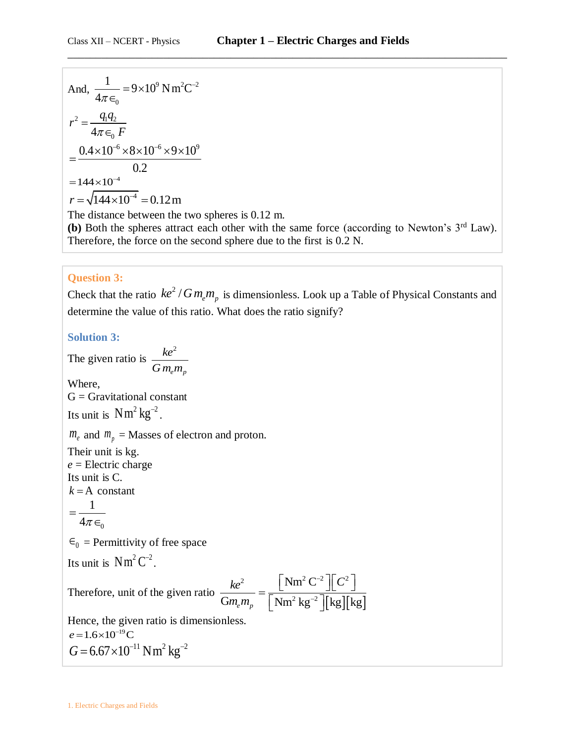And, $\dfrac{1}{4\pi\epsilon_0} = 9\times10^9\ \text{N m}^2\text{C}^{-2}$

$$r^2 = \frac{q_1 q_2}{4\pi\epsilon_0\, F}$$

$$= \frac{0.4\times10^{-6}\times8\times10^{-6}\times9\times10^9}{0.2}$$

$$= 144\times10^{-4}$$

$$r = \sqrt{144\times10^{-4}} = 0.12\,\text{m}$$

The distance between the two spheres is 0.12 m.

**(b)** Both the spheres attract each other with the same force (according to Newton's 3rd Law). Therefore, the force on the second sphere due to the first is 0.2 N.

### Question 3:

Check that the ratio $ke^2/G\,m_e m_p$ is dimensionless. Look up a Table of Physical Constants and determine the value of this ratio. What does the ratio signify?

### Solution 3:

The given ratio is $\dfrac{ke^2}{G\,m_e m_p}$

Where,

G = Gravitational constant

Its unit is $\text{N m}^2\,\text{kg}^{-2}$.

$m_e$ and $m_p$ = Masses of electron and proton.

Their unit is kg.

$e$ = Electric charge

Its unit is C.

$k$ = A constant

$$= \frac{1}{4\pi\epsilon_0}$$

$\epsilon_0$ = Permittivity of free space

Its unit is $\text{N m}^2\,\text{C}^{-2}$.

Therefore, unit of the given ratio $\dfrac{ke^2}{Gm_e m_p} = \dfrac{\left[\text{Nm}^2\,\text{C}^{-2}\right]\left[C^2\right]}{\left[\text{Nm}^2\,\text{kg}^{-2}\right]\left[\text{kg}\right]\left[\text{kg}\right]}$

Hence, the given ratio is dimensionless.

$e = 1.6\times10^{-19}\,\text{C}$

$G = 6.67\times10^{-11}\,\text{N m}^2\,\text{kg}^{-2}$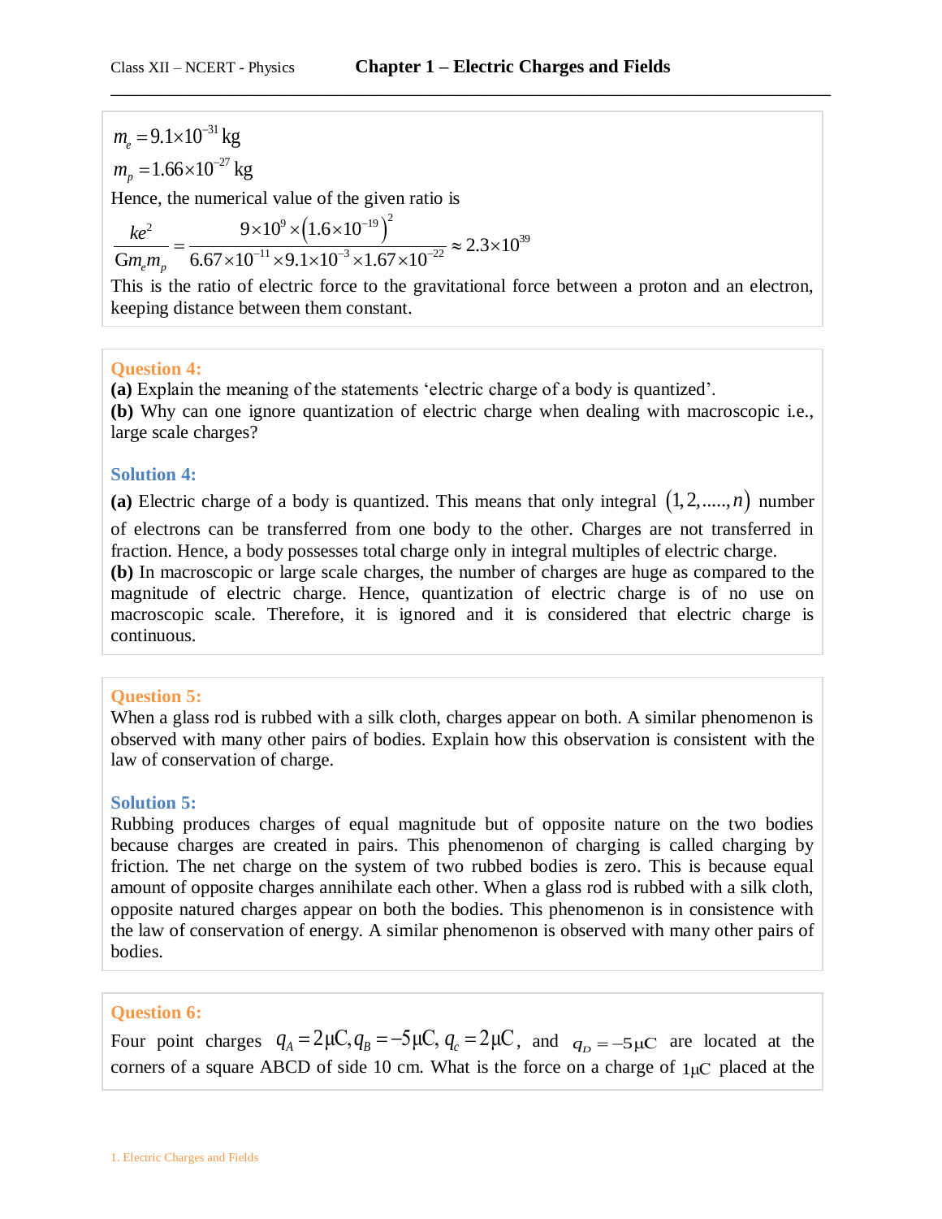$m_e = 9.1 \times 10^{-31}$ kg

$m_p = 1.66 \times 10^{-27}$ kg

Hence, the numerical value of the given ratio is

$$\frac{ke^2}{Gm_e m_p} = \frac{9 \times 10^9 \times \left(1.6 \times 10^{-19}\right)^2}{6.67 \times 10^{-11} \times 9.1 \times 10^{-3} \times 1.67 \times 10^{-22}} \approx 2.3 \times 10^{39}$$

This is the ratio of electric force to the gravitational force between a proton and an electron, keeping distance between them constant.

### Question 4:

**(a)** Explain the meaning of the statements 'electric charge of a body is quantized'.

**(b)** Why can one ignore quantization of electric charge when dealing with macroscopic i.e., large scale charges?

### Solution 4:

**(a)** Electric charge of a body is quantized. This means that only integral $(1, 2, ....., n)$ number of electrons can be transferred from one body to the other. Charges are not transferred in fraction. Hence, a body possesses total charge only in integral multiples of electric charge.

**(b)** In macroscopic or large scale charges, the number of charges are huge as compared to the magnitude of electric charge. Hence, quantization of electric charge is of no use on macroscopic scale. Therefore, it is ignored and it is considered that electric charge is continuous.

### Question 5:

When a glass rod is rubbed with a silk cloth, charges appear on both. A similar phenomenon is observed with many other pairs of bodies. Explain how this observation is consistent with the law of conservation of charge.

### Solution 5:

Rubbing produces charges of equal magnitude but of opposite nature on the two bodies because charges are created in pairs. This phenomenon of charging is called charging by friction. The net charge on the system of two rubbed bodies is zero. This is because equal amount of opposite charges annihilate each other. When a glass rod is rubbed with a silk cloth, opposite natured charges appear on both the bodies. This phenomenon is in consistence with the law of conservation of energy. A similar phenomenon is observed with many other pairs of bodies.

### Question 6:

Four point charges $q_A = 2\,\mu C, q_B = -5\,\mu C, q_c = 2\,\mu C$, and $q_D = -5\,\mu C$ are located at the corners of a square ABCD of side 10 cm. What is the force on a charge of $1\,\mu C$ placed at the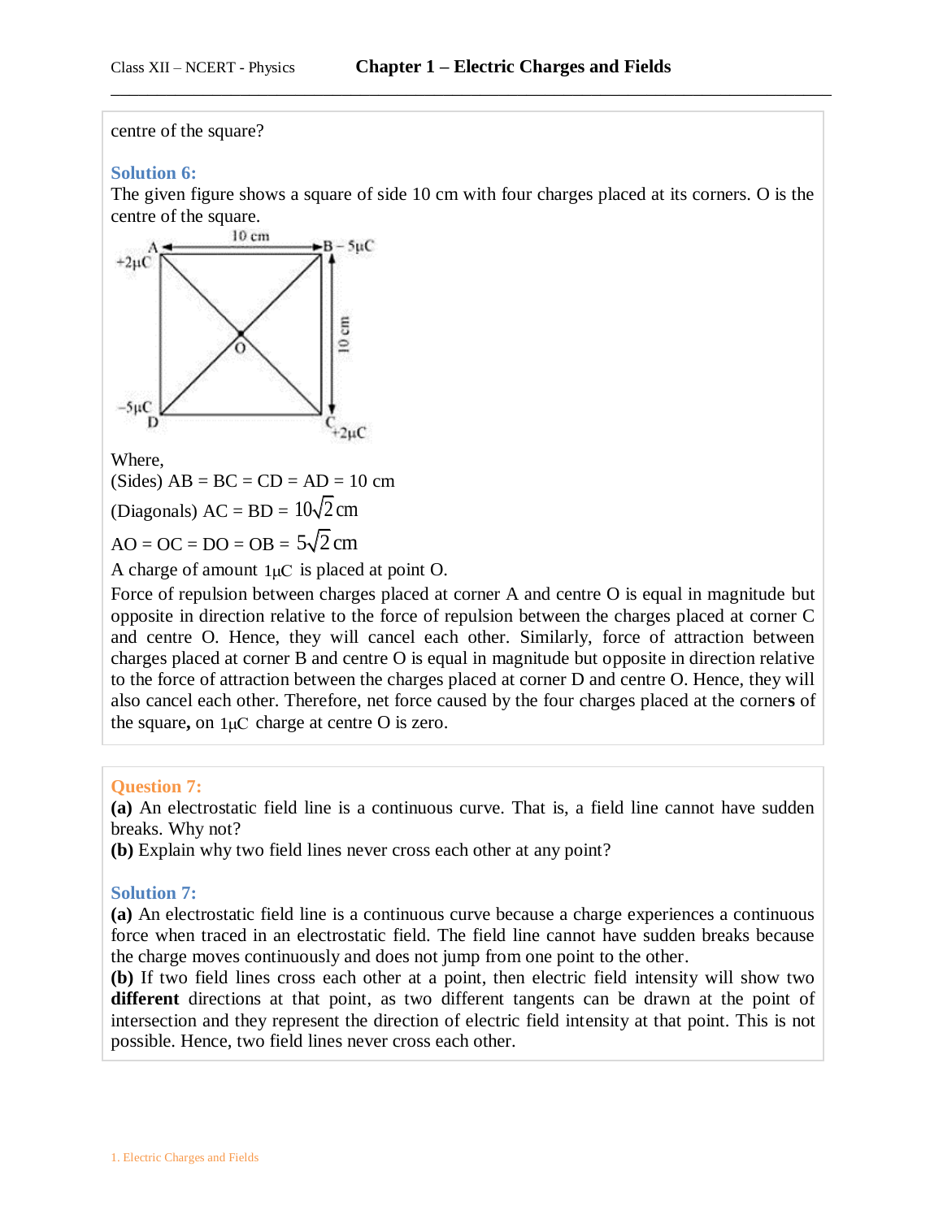centre of the square?

**Solution 6:**

The given figure shows a square of side 10 cm with four charges placed at its corners. O is the centre of the square.

Where,

(Sides) AB = BC = CD = AD = 10 cm

(Diagonals) AC = BD = $10\sqrt{2}$ cm

AO = OC = DO = OB = $5\sqrt{2}$ cm

A charge of amount $1 \mu C$ is placed at point O.

Force of repulsion between charges placed at corner A and centre O is equal in magnitude but opposite in direction relative to the force of repulsion between the charges placed at corner C and centre O. Hence, they will cancel each other. Similarly, force of attraction between charges placed at corner B and centre O is equal in magnitude but opposite in direction relative to the force of attraction between the charges placed at corner D and centre O. Hence, they will also cancel each other. Therefore, net force caused by the four charges placed at the corners of the square, on $1 \mu C$ charge at centre O is zero.

**Question 7:**

**(a)** An electrostatic field line is a continuous curve. That is, a field line cannot have sudden breaks. Why not?

**(b)** Explain why two field lines never cross each other at any point?

**Solution 7:**

**(a)** An electrostatic field line is a continuous curve because a charge experiences a continuous force when traced in an electrostatic field. The field line cannot have sudden breaks because the charge moves continuously and does not jump from one point to the other.

**(b)** If two field lines cross each other at a point, then electric field intensity will show two **different** directions at that point, as two different tangents can be drawn at the point of intersection and they represent the direction of electric field intensity at that point. This is not possible. Hence, two field lines never cross each other.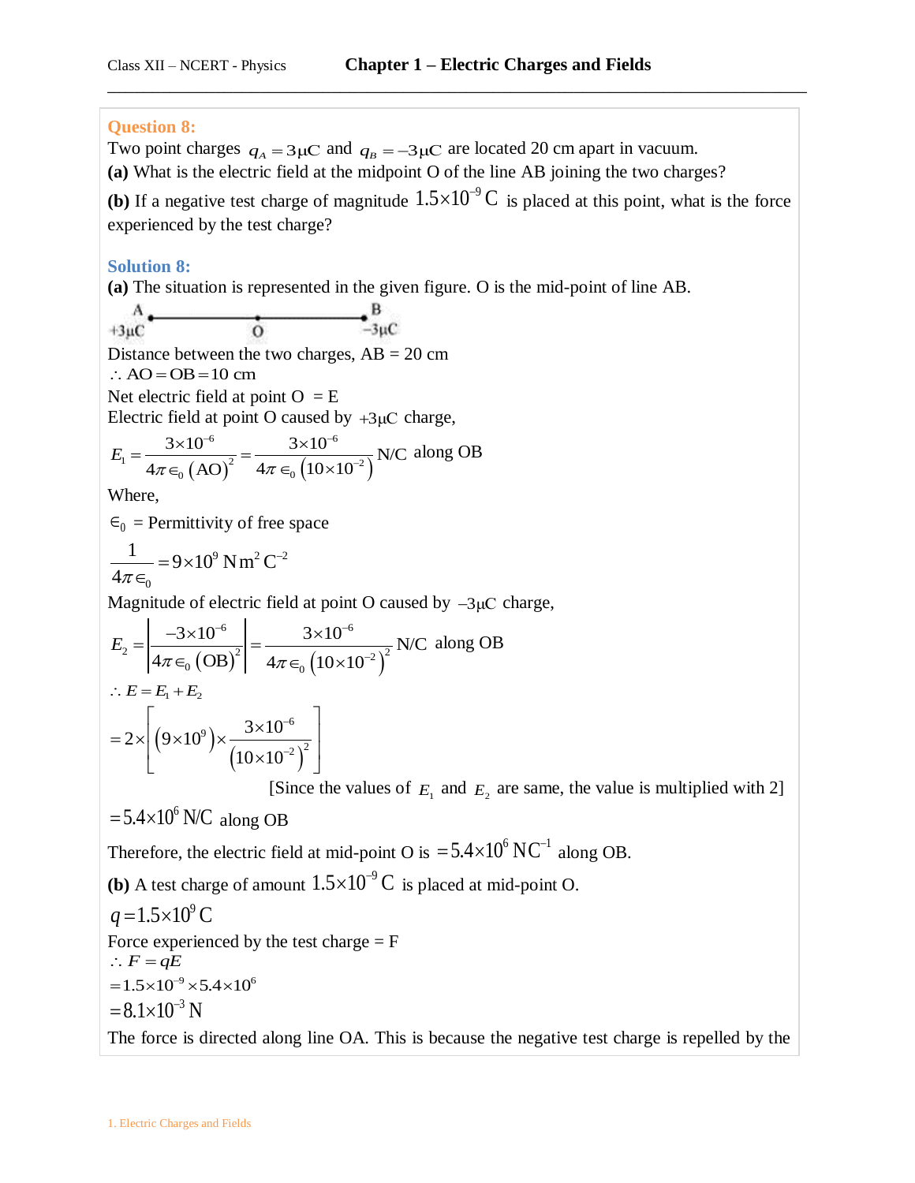**Question 8:**

Two point charges $q_A = 3\mu C$ and $q_B = -3\mu C$ are located 20 cm apart in vacuum.

**(a)** What is the electric field at the midpoint O of the line AB joining the two charges?

**(b)** If a negative test charge of magnitude $1.5\times10^{-9}$ C is placed at this point, what is the force experienced by the test charge?

**Solution 8:**

**(a)** The situation is represented in the given figure. O is the mid-point of line AB.

A (+3μC) ——— O ——— B (−3μC)

Distance between the two charges, AB = 20 cm

$\therefore AO = OB = 10 \text{ cm}$

Net electric field at point O = E

Electric field at point O caused by $+3\mu C$ charge,

$$E_1 = \frac{3\times10^{-6}}{4\pi\epsilon_0(AO)^2} = \frac{3\times10^{-6}}{4\pi\epsilon_0(10\times10^{-2})} \text{ N/C along OB}$$

Where,

$\epsilon_0$ = Permittivity of free space

$$\frac{1}{4\pi\epsilon_0} = 9\times10^9 \text{ N m}^2 \text{ C}^{-2}$$

Magnitude of electric field at point O caused by $-3\mu C$ charge,

$$E_2 = \left|\frac{-3\times10^{-6}}{4\pi\epsilon_0(OB)^2}\right| = \frac{3\times10^{-6}}{4\pi\epsilon_0(10\times10^{-2})^2} \text{ N/C along OB}$$

$\therefore E = E_1 + E_2$

$$= 2\times\left[(9\times10^9)\times\frac{3\times10^{-6}}{(10\times10^{-2})^2}\right]$$

[Since the values of $E_1$ and $E_2$ are same, the value is multiplied with 2]

$= 5.4\times10^6$ N/C along OB

Therefore, the electric field at mid-point O is $= 5.4\times10^6 \text{ NC}^{-1}$ along OB.

**(b)** A test charge of amount $1.5\times10^{-9}$ C is placed at mid-point O.

$q = 1.5\times10^9$ C

Force experienced by the test charge = F

$\therefore F = qE$

$= 1.5\times10^{-9}\times5.4\times10^6$

$= 8.1\times10^{-3}$ N

The force is directed along line OA. This is because the negative test charge is repelled by the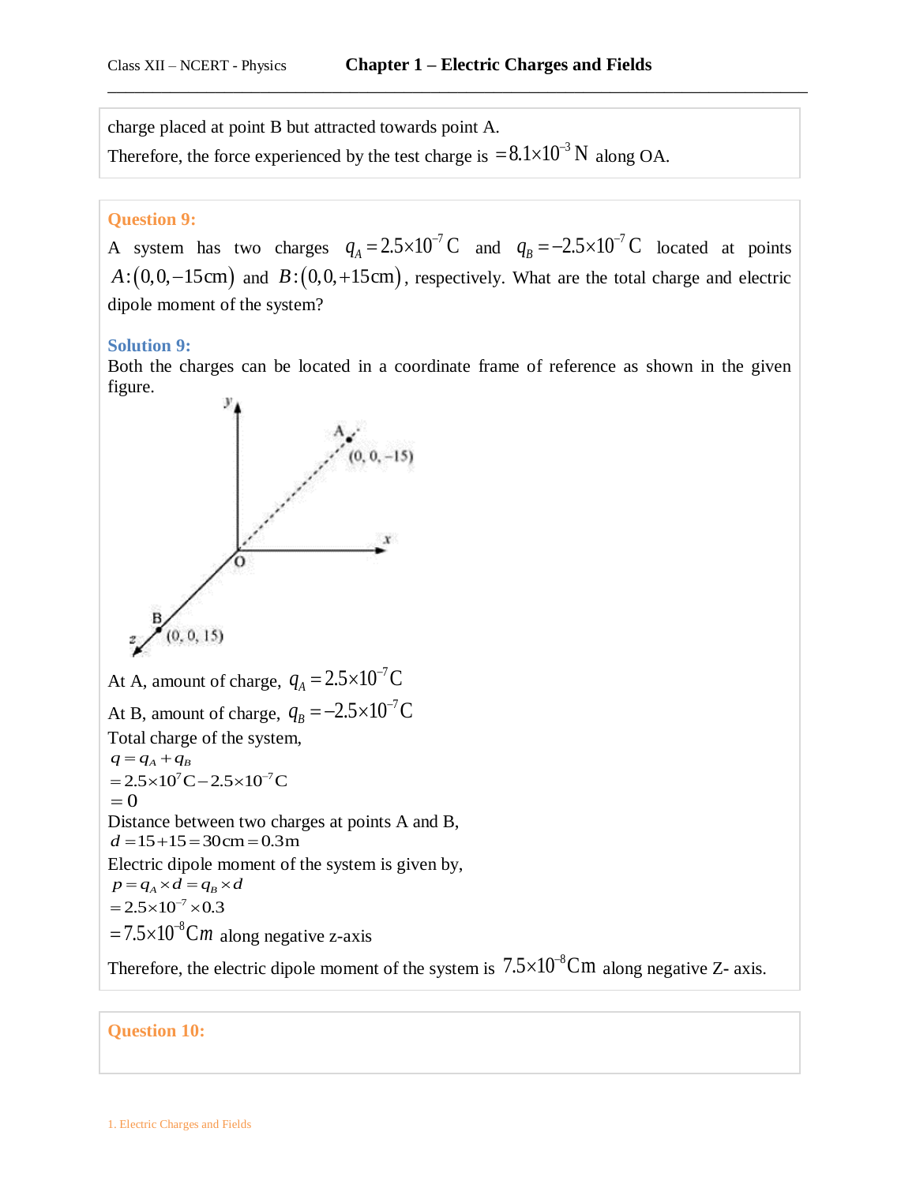charge placed at point B but attracted towards point A.

Therefore, the force experienced by the test charge is $= 8.1 \times 10^{-3}$ N along OA.

**Question 9:**

A system has two charges $q_A = 2.5 \times 10^{-7}$ C and $q_B = -2.5 \times 10^{-7}$ C located at points $A:(0, 0, -15\text{cm})$ and $B:(0, 0, +15\text{cm})$, respectively. What are the total charge and electric dipole moment of the system?

**Solution 9:**

Both the charges can be located in a coordinate frame of reference as shown in the given figure.

At A, amount of charge, $q_A = 2.5 \times 10^{-7}$C

At B, amount of charge, $q_B = -2.5 \times 10^{-7}$C

Total charge of the system,

$$q = q_A + q_B$$
$$= 2.5 \times 10^{7}\text{C} - 2.5 \times 10^{-7}\text{C}$$
$$= 0$$

Distance between two charges at points A and B,

$$d = 15 + 15 = 30\text{cm} = 0.3\text{m}$$

Electric dipole moment of the system is given by,

$$p = q_A \times d = q_B \times d$$
$$= 2.5 \times 10^{-7} \times 0.3$$
$$= 7.5 \times 10^{-8}\text{C}m \text{ along negative z-axis}$$

Therefore, the electric dipole moment of the system is $7.5 \times 10^{-8}$Cm along negative Z- axis.

**Question 10:**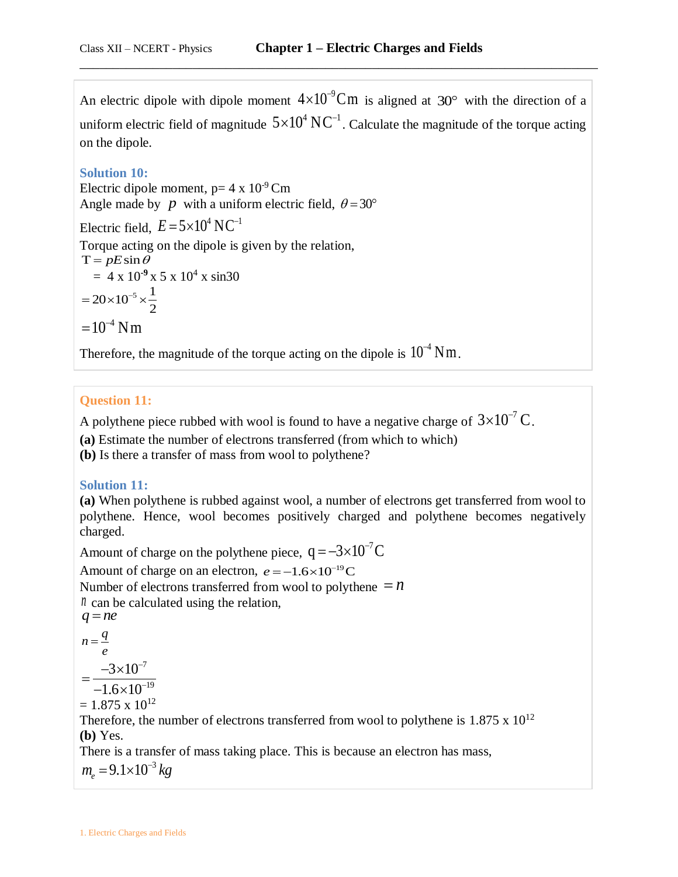An electric dipole with dipole moment $4\times10^{-9}$ Cm is aligned at $30°$ with the direction of a uniform electric field of magnitude $5\times10^{4}$ $NC^{-1}$. Calculate the magnitude of the torque acting on the dipole.

**Solution 10:**

Electric dipole moment, p= 4 x $10^{-9}$ Cm

Angle made by $p$ with a uniform electric field, $\theta = 30°$

Electric field, $E = 5\times10^{4}$ $NC^{-1}$

Torque acting on the dipole is given by the relation,

$$T = pE\sin\theta$$

$$= 4 \times 10^{-9} \times 5 \times 10^{4} \times \sin 30$$

$$= 20\times10^{-5}\times\frac{1}{2}$$

$$= 10^{-4}\ \text{Nm}$$

Therefore, the magnitude of the torque acting on the dipole is $10^{-4}$ Nm.

**Question 11:**

A polythene piece rubbed with wool is found to have a negative charge of $3\times10^{-7}$ C.

**(a)** Estimate the number of electrons transferred (from which to which)

**(b)** Is there a transfer of mass from wool to polythene?

**Solution 11:**

**(a)** When polythene is rubbed against wool, a number of electrons get transferred from wool to polythene. Hence, wool becomes positively charged and polythene becomes negatively charged.

Amount of charge on the polythene piece, $q = -3\times10^{-7}$ C

Amount of charge on an electron, $e = -1.6\times10^{-19}$ C

Number of electrons transferred from wool to polythene $= n$

$n$ can be calculated using the relation,

$$q = ne$$

$$n = \frac{q}{e}$$

$$= \frac{-3\times10^{-7}}{-1.6\times10^{-19}}$$

$$= 1.875 \times 10^{12}$$

Therefore, the number of electrons transferred from wool to polythene is $1.875 \times 10^{12}$

**(b)** Yes.

There is a transfer of mass taking place. This is because an electron has mass,

$m_e = 9.1\times10^{-3}\ kg$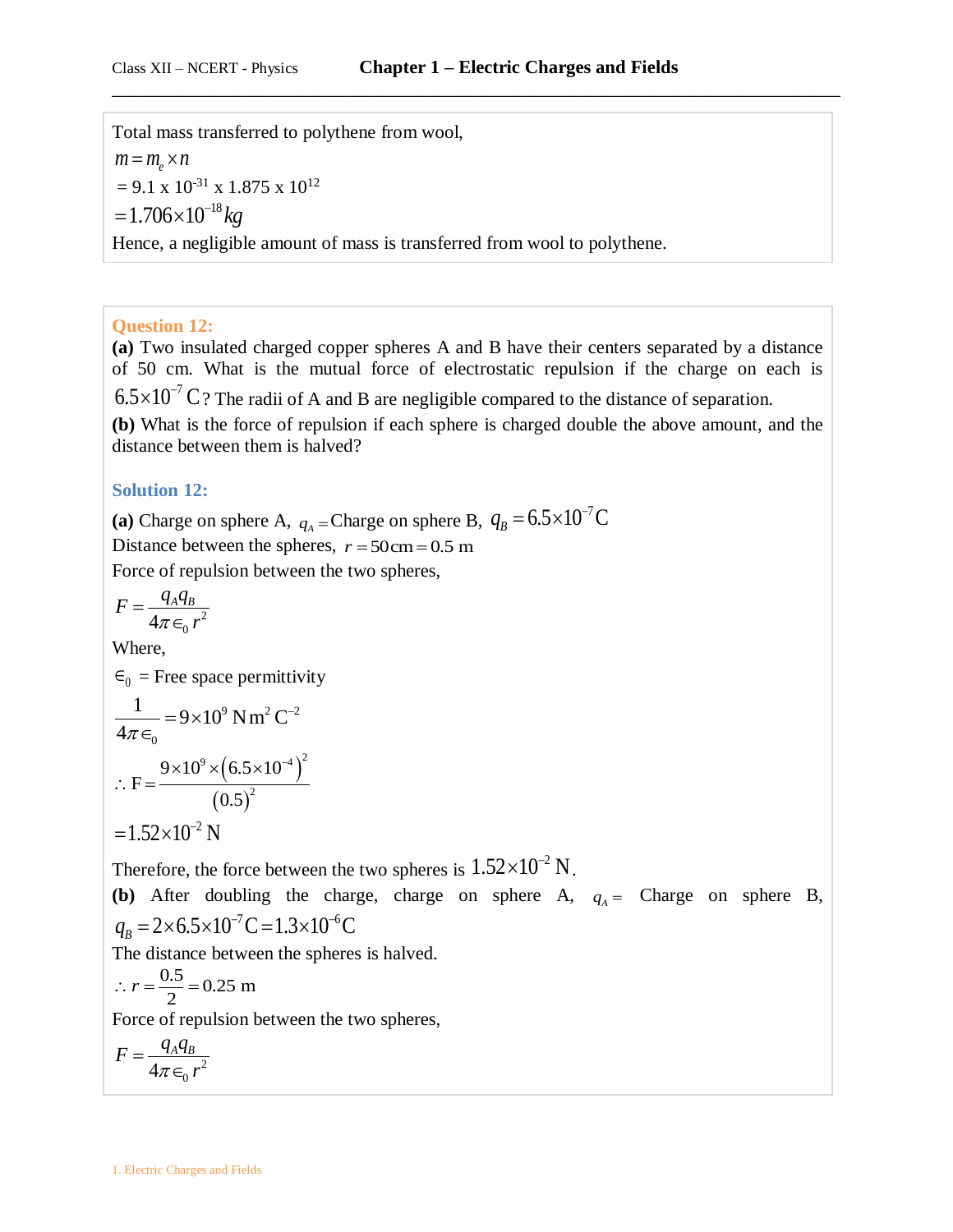Total mass transferred to polythene from wool,

$m = m_e \times n$

$= 9.1 \times 10^{-31} \times 1.875 \times 10^{12}$

$= 1.706 \times 10^{-18} kg$

Hence, a negligible amount of mass is transferred from wool to polythene.

**Question 12:**

**(a)** Two insulated charged copper spheres A and B have their centers separated by a distance of 50 cm. What is the mutual force of electrostatic repulsion if the charge on each is $6.5 \times 10^{-7}$ C? The radii of A and B are negligible compared to the distance of separation.

**(b)** What is the force of repulsion if each sphere is charged double the above amount, and the distance between them is halved?

**Solution 12:**

**(a)** Charge on sphere A, $q_A =$ Charge on sphere B, $q_B = 6.5 \times 10^{-7}$ C

Distance between the spheres, $r = 50\,\text{cm} = 0.5$ m

Force of repulsion between the two spheres,

$$F = \frac{q_A q_B}{4\pi \in_0 r^2}$$

Where,

$\in_0$ = Free space permittivity

$$\frac{1}{4\pi \in_0} = 9 \times 10^9 \text{ N m}^2 \text{ C}^{-2}$$

$$\therefore \text{F} = \frac{9 \times 10^9 \times \left(6.5 \times 10^{-4}\right)^2}{(0.5)^2}$$

$= 1.52 \times 10^{-2}$ N

Therefore, the force between the two spheres is $1.52 \times 10^{-2}$ N.

**(b)** After doubling the charge, charge on sphere A, $q_A =$ Charge on sphere B, $q_B = 2 \times 6.5 \times 10^{-7} \text{C} = 1.3 \times 10^{-6} \text{C}$

The distance between the spheres is halved.

$$\therefore r = \frac{0.5}{2} = 0.25 \text{ m}$$

Force of repulsion between the two spheres,

$$F = \frac{q_A q_B}{4\pi \in_0 r^2}$$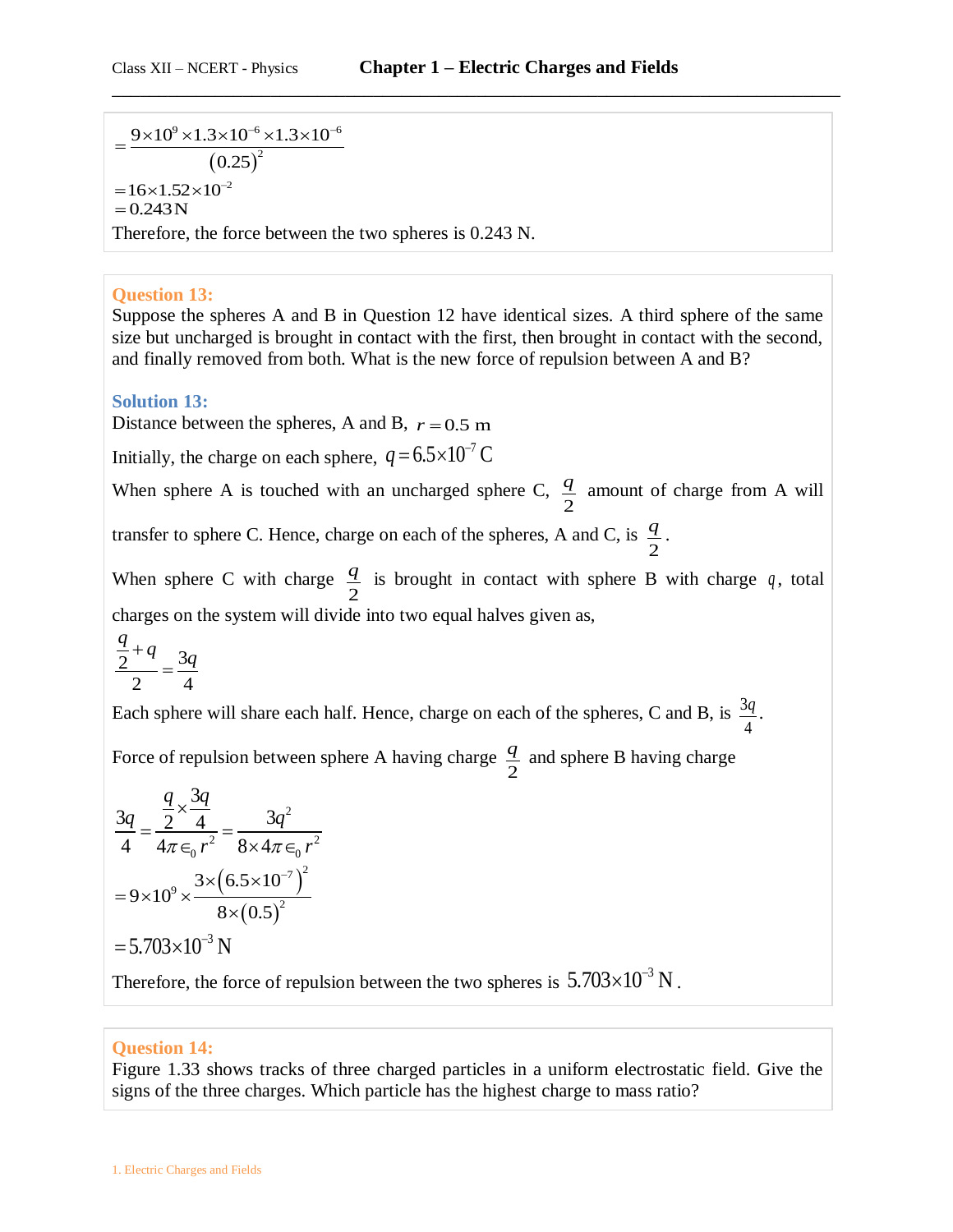$$= \frac{9\times10^{9}\times1.3\times10^{-6}\times1.3\times10^{-6}}{(0.25)^{2}}$$
$$=16\times1.52\times10^{-2}$$
$$=0.243\,\text{N}$$

Therefore, the force between the two spheres is 0.243 N.

### Question 13:

Suppose the spheres A and B in Question 12 have identical sizes. A third sphere of the same size but uncharged is brought in contact with the first, then brought in contact with the second, and finally removed from both. What is the new force of repulsion between A and B?

### Solution 13:

Distance between the spheres, A and B, $r = 0.5$ m

Initially, the charge on each sphere, $q = 6.5\times10^{-7}$ C

When sphere A is touched with an uncharged sphere C, $\frac{q}{2}$ amount of charge from A will transfer to sphere C. Hence, charge on each of the spheres, A and C, is $\frac{q}{2}$.

When sphere C with charge $\frac{q}{2}$ is brought in contact with sphere B with charge $q$, total charges on the system will divide into two equal halves given as,

$$\frac{\frac{q}{2}+q}{2} = \frac{3q}{4}$$

Each sphere will share each half. Hence, charge on each of the spheres, C and B, is $\frac{3q}{4}$.

Force of repulsion between sphere A having charge $\frac{q}{2}$ and sphere B having charge

$$\frac{3q}{4} = \frac{\frac{q}{2}\times\frac{3q}{4}}{4\pi\epsilon_0 r^2} = \frac{3q^2}{8\times4\pi\epsilon_0 r^2}$$

$$=9\times10^{9}\times\frac{3\times\left(6.5\times10^{-7}\right)^{2}}{8\times(0.5)^{2}}$$

$$=5.703\times10^{-3}\,\text{N}$$

Therefore, the force of repulsion between the two spheres is $5.703\times10^{-3}$ N.

### Question 14:

Figure 1.33 shows tracks of three charged particles in a uniform electrostatic field. Give the signs of the three charges. Which particle has the highest charge to mass ratio?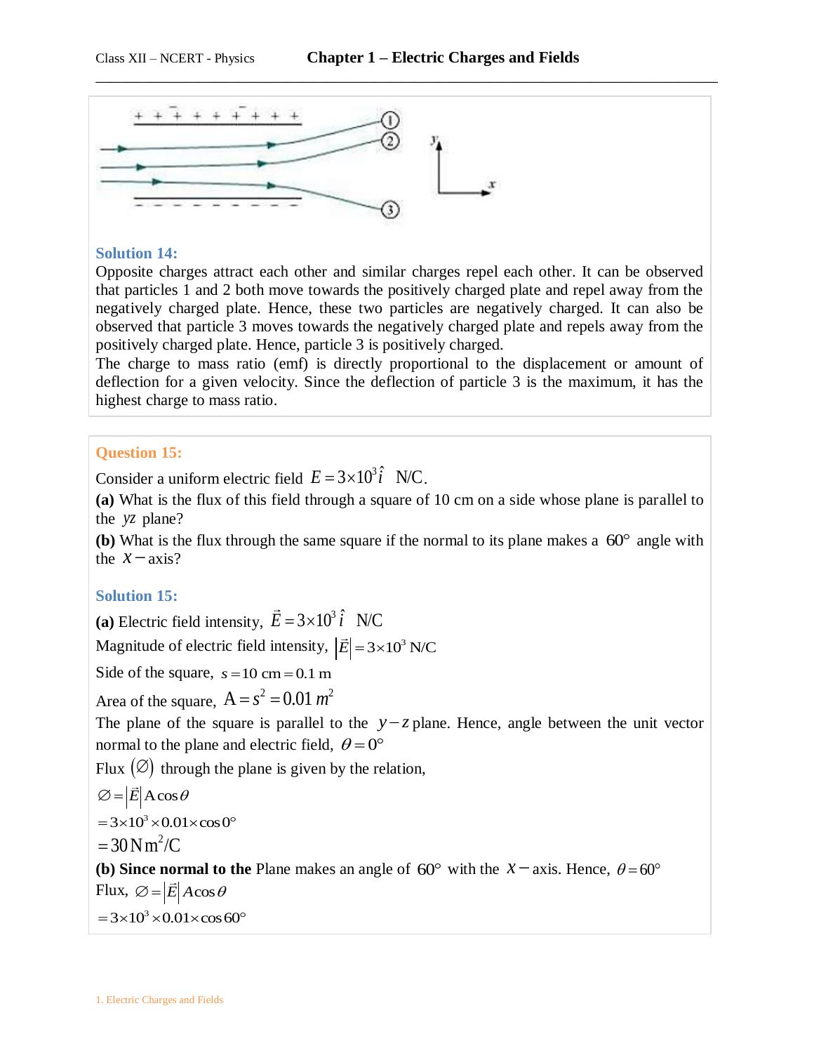### Solution 14:

Opposite charges attract each other and similar charges repel each other. It can be observed that particles 1 and 2 both move towards the positively charged plate and repel away from the negatively charged plate. Hence, these two particles are negatively charged. It can also be observed that particle 3 moves towards the negatively charged plate and repels away from the positively charged plate. Hence, particle 3 is positively charged.

The charge to mass ratio (emf) is directly proportional to the displacement or amount of deflection for a given velocity. Since the deflection of particle 3 is the maximum, it has the highest charge to mass ratio.

### Question 15:

Consider a uniform electric field $E = 3\times10^3 \hat{i}$ N/C.

**(a)** What is the flux of this field through a square of 10 cm on a side whose plane is parallel to the $yz$ plane?

**(b)** What is the flux through the same square if the normal to its plane makes a $60°$ angle with the $x-$axis?

### Solution 15:

**(a)** Electric field intensity, $\vec{E} = 3\times10^3 \hat{i}$ N/C

Magnitude of electric field intensity, $|\vec{E}| = 3\times10^3$ N/C

Side of the square, $s = 10$ cm $= 0.1$ m

Area of the square, $A = s^2 = 0.01\, m^2$

The plane of the square is parallel to the $y-z$ plane. Hence, angle between the unit vector normal to the plane and electric field, $\theta = 0°$

Flux $(\varnothing)$ through the plane is given by the relation,

$\varnothing = |\vec{E}| A\cos\theta$

$= 3\times10^3 \times 0.01 \times \cos 0°$

$= 30\, \text{N m}^2/\text{C}$

**(b) Since normal to the** Plane makes an angle of $60°$ with the $x-$axis. Hence, $\theta = 60°$

Flux, $\varnothing = |\vec{E}| A\cos\theta$

$= 3\times10^3 \times 0.01 \times \cos 60°$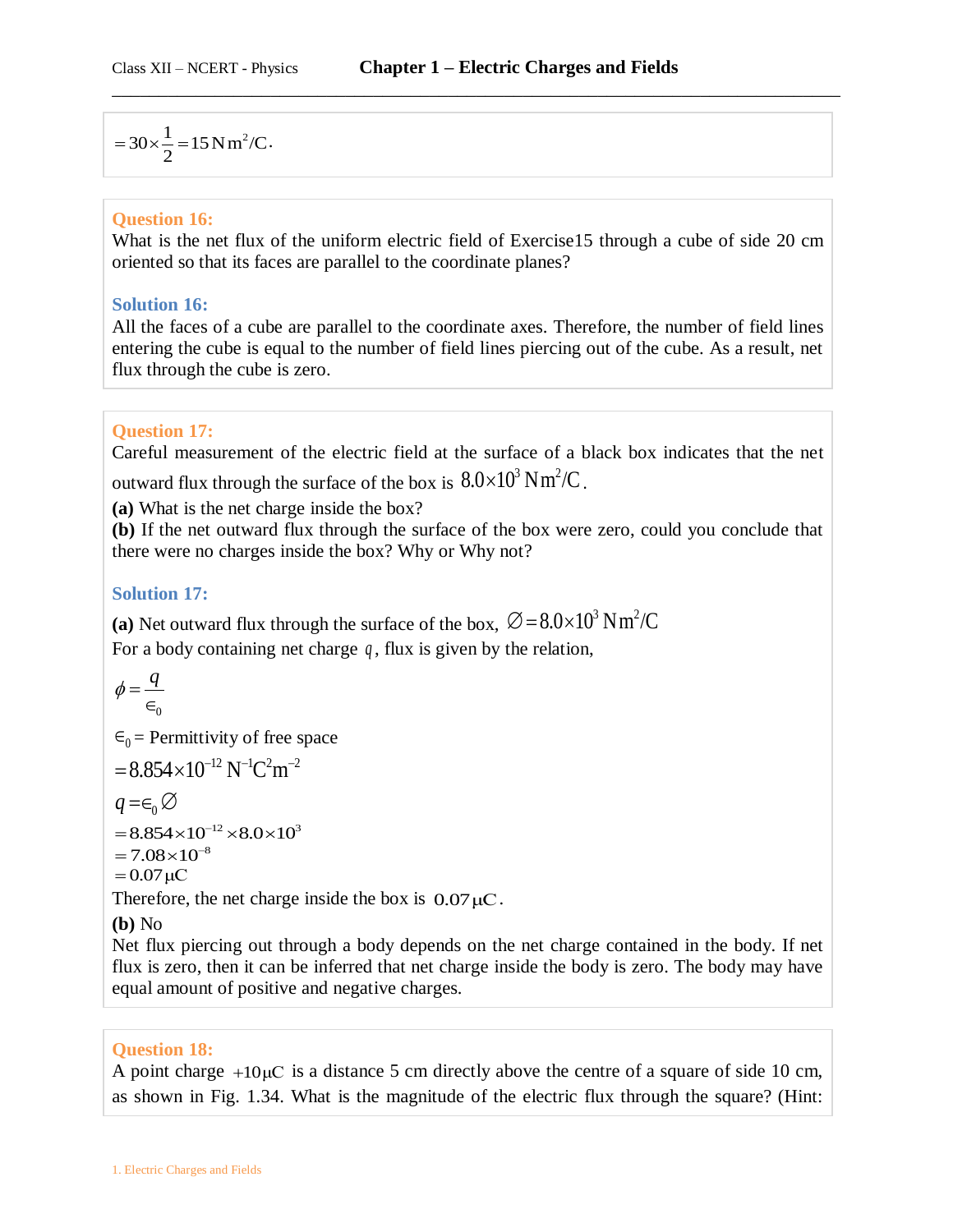$$= 30 \times \frac{1}{2} = 15\,\text{N m}^2/\text{C}.$$

**Question 16:**

What is the net flux of the uniform electric field of Exercise15 through a cube of side 20 cm oriented so that its faces are parallel to the coordinate planes?

**Solution 16:**

All the faces of a cube are parallel to the coordinate axes. Therefore, the number of field lines entering the cube is equal to the number of field lines piercing out of the cube. As a result, net flux through the cube is zero.

**Question 17:**

Careful measurement of the electric field at the surface of a black box indicates that the net outward flux through the surface of the box is $8.0 \times 10^3\,\text{N m}^2/\text{C}$.

**(a)** What is the net charge inside the box?

**(b)** If the net outward flux through the surface of the box were zero, could you conclude that there were no charges inside the box? Why or Why not?

**Solution 17:**

**(a)** Net outward flux through the surface of the box, $\varnothing = 8.0 \times 10^3\,\text{N m}^2/\text{C}$

For a body containing net charge $q$, flux is given by the relation,

$$\phi = \frac{q}{\epsilon_0}$$

$\epsilon_0$ = Permittivity of free space

$= 8.854 \times 10^{-12}\,\text{N}^{-1}\text{C}^2\text{m}^{-2}$

$q = \epsilon_0 \varnothing$

$= 8.854 \times 10^{-12} \times 8.0 \times 10^3$

$= 7.08 \times 10^{-8}$

$= 0.07\,\mu\text{C}$

Therefore, the net charge inside the box is $0.07\,\mu\text{C}$.

**(b)** No

Net flux piercing out through a body depends on the net charge contained in the body. If net flux is zero, then it can be inferred that net charge inside the body is zero. The body may have equal amount of positive and negative charges.

**Question 18:**

A point charge $+10\,\mu\text{C}$ is a distance 5 cm directly above the centre of a square of side 10 cm, as shown in Fig. 1.34. What is the magnitude of the electric flux through the square? (Hint: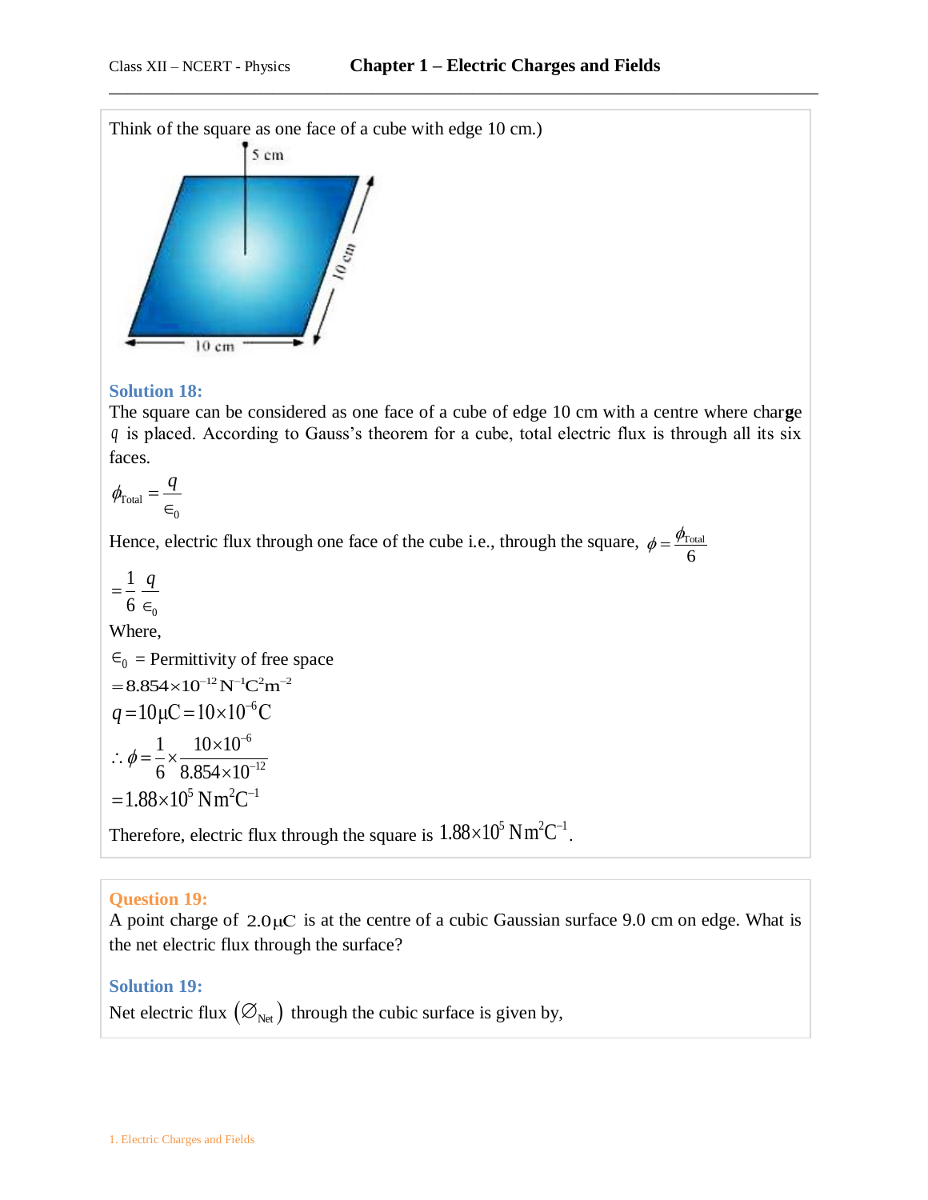Think of the square as one face of a cube with edge 10 cm.)

## Solution 18:

The square can be considered as one face of a cube of edge 10 cm with a centre where charge $q$ is placed. According to Gauss's theorem for a cube, total electric flux is through all its six faces.

$$\phi_{\text{Total}} = \frac{q}{\in_0}$$

Hence, electric flux through one face of the cube i.e., through the square, $\phi = \frac{\phi_{\text{Total}}}{6}$

$$= \frac{1}{6}\frac{q}{\in_0}$$

Where,

$\in_0$ = Permittivity of free space

$= 8.854 \times 10^{-12}\ \text{N}^{-1}\text{C}^2\text{m}^{-2}$

$q = 10\ \mu\text{C} = 10 \times 10^{-6}\ \text{C}$

$$\therefore \phi = \frac{1}{6} \times \frac{10 \times 10^{-6}}{8.854 \times 10^{-12}}$$

$= 1.88 \times 10^5\ \text{N m}^2\text{C}^{-1}$

Therefore, electric flux through the square is $1.88 \times 10^5\ \text{N m}^2\text{C}^{-1}$.

## Question 19:

A point charge of $2.0\ \mu\text{C}$ is at the centre of a cubic Gaussian surface 9.0 cm on edge. What is the net electric flux through the surface?

## Solution 19:

Net electric flux $(\varnothing_{\text{Net}})$ through the cubic surface is given by,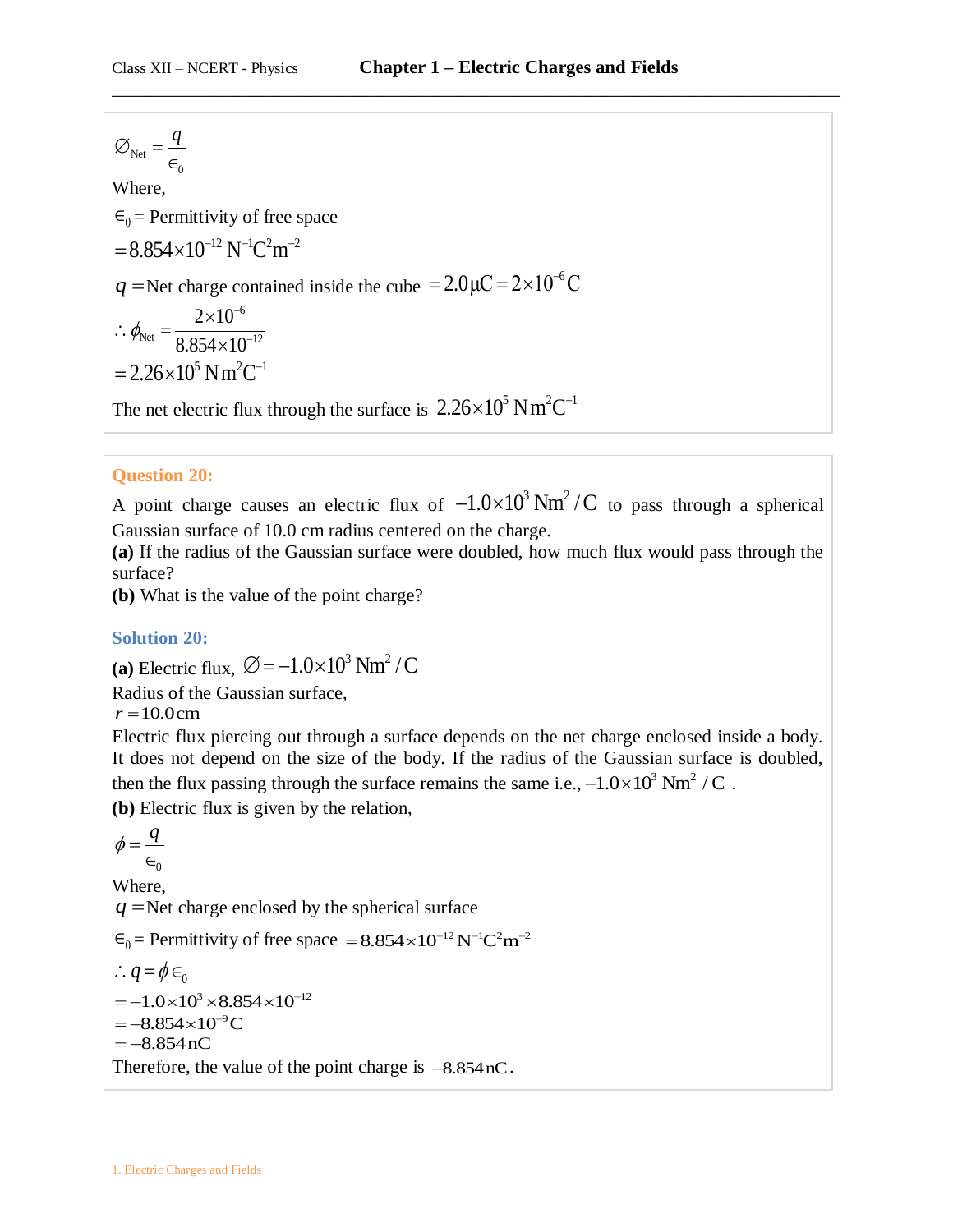$$\varnothing_{\text{Net}} = \frac{q}{\epsilon_0}$$

Where,

$\epsilon_0$ = Permittivity of free space

$= 8.854 \times 10^{-12}\ \text{N}^{-1}\text{C}^2\text{m}^{-2}$

$q$ = Net charge contained inside the cube $= 2.0\,\mu\text{C} = 2 \times 10^{-6}\,\text{C}$

$$\therefore \phi_{\text{Net}} = \frac{2 \times 10^{-6}}{8.854 \times 10^{-12}}$$

$= 2.26 \times 10^5\ \text{N m}^2\text{C}^{-1}$

The net electric flux through the surface is $2.26 \times 10^5\ \text{N m}^2\text{C}^{-1}$

### Question 20:

A point charge causes an electric flux of $-1.0 \times 10^3\ \text{Nm}^2/\text{C}$ to pass through a spherical Gaussian surface of 10.0 cm radius centered on the charge.

**(a)** If the radius of the Gaussian surface were doubled, how much flux would pass through the surface?

**(b)** What is the value of the point charge?

### Solution 20:

**(a)** Electric flux, $\varnothing = -1.0 \times 10^3\ \text{Nm}^2/\text{C}$

Radius of the Gaussian surface,

$r = 10.0\,\text{cm}$

Electric flux piercing out through a surface depends on the net charge enclosed inside a body. It does not depend on the size of the body. If the radius of the Gaussian surface is doubled, then the flux passing through the surface remains the same i.e., $-1.0 \times 10^3\ \text{Nm}^2/\text{C}$.

**(b)** Electric flux is given by the relation,

$$\phi = \frac{q}{\epsilon_0}$$

Where,

$q$ = Net charge enclosed by the spherical surface

$\epsilon_0$ = Permittivity of free space $= 8.854 \times 10^{-12}\,\text{N}^{-1}\text{C}^2\text{m}^{-2}$

$\therefore q = \phi \epsilon_0$

$= -1.0 \times 10^3 \times 8.854 \times 10^{-12}$

$= -8.854 \times 10^{-9}\,\text{C}$

$= -8.854\,\text{nC}$

Therefore, the value of the point charge is $-8.854\,\text{nC}$.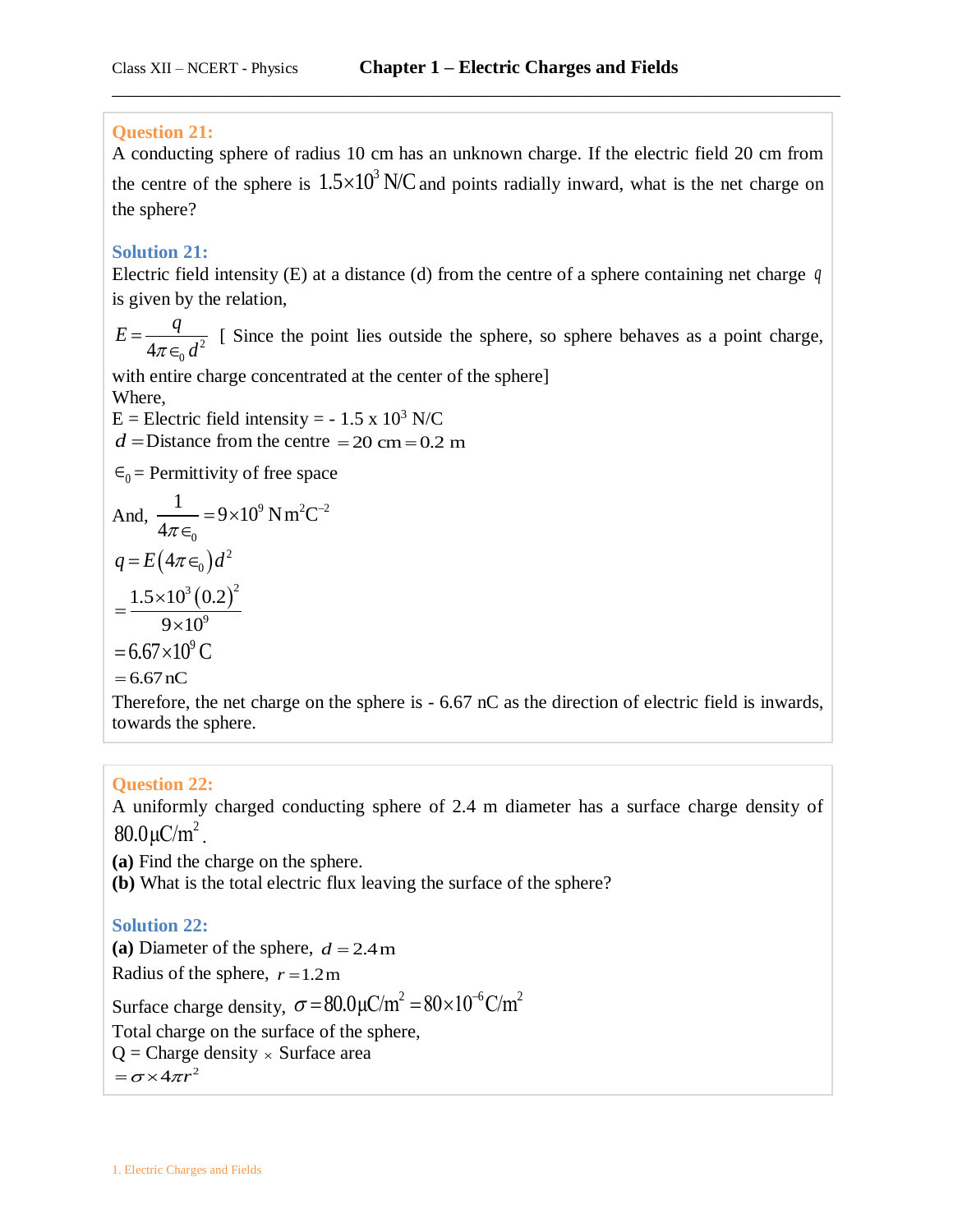**Question 21:**

A conducting sphere of radius 10 cm has an unknown charge. If the electric field 20 cm from the centre of the sphere is $1.5\times10^3$ N/C and points radially inward, what is the net charge on the sphere?

**Solution 21:**

Electric field intensity (E) at a distance (d) from the centre of a sphere containing net charge $q$ is given by the relation,

$E = \dfrac{q}{4\pi\in_0 d^2}$ [ Since the point lies outside the sphere, so sphere behaves as a point charge, with entire charge concentrated at the center of the sphere]

Where,

E = Electric field intensity = - 1.5 x $10^3$ N/C

$d =$ Distance from the centre $= 20 \text{ cm} = 0.2 \text{ m}$

$\in_0$ = Permittivity of free space

And, $\dfrac{1}{4\pi\in_0} = 9\times10^9 \text{ N m}^2\text{C}^{-2}$

$q = E(4\pi\in_0)d^2$

$= \dfrac{1.5\times10^3(0.2)^2}{9\times10^9}$

$= 6.67\times10^9 \text{ C}$

$= 6.67 \text{ nC}$

Therefore, the net charge on the sphere is - 6.67 nC as the direction of electric field is inwards, towards the sphere.

**Question 22:**

A uniformly charged conducting sphere of 2.4 m diameter has a surface charge density of $80.0 \mu\text{C/m}^2$.

**(a)** Find the charge on the sphere.

**(b)** What is the total electric flux leaving the surface of the sphere?

**Solution 22:**

**(a)** Diameter of the sphere, $d = 2.4 \text{ m}$

Radius of the sphere, $r = 1.2 \text{ m}$

Surface charge density, $\sigma = 80.0 \mu\text{C/m}^2 = 80\times10^{-6} \text{C/m}^2$

Total charge on the surface of the sphere,

Q = Charge density $\times$ Surface area

$= \sigma \times 4\pi r^2$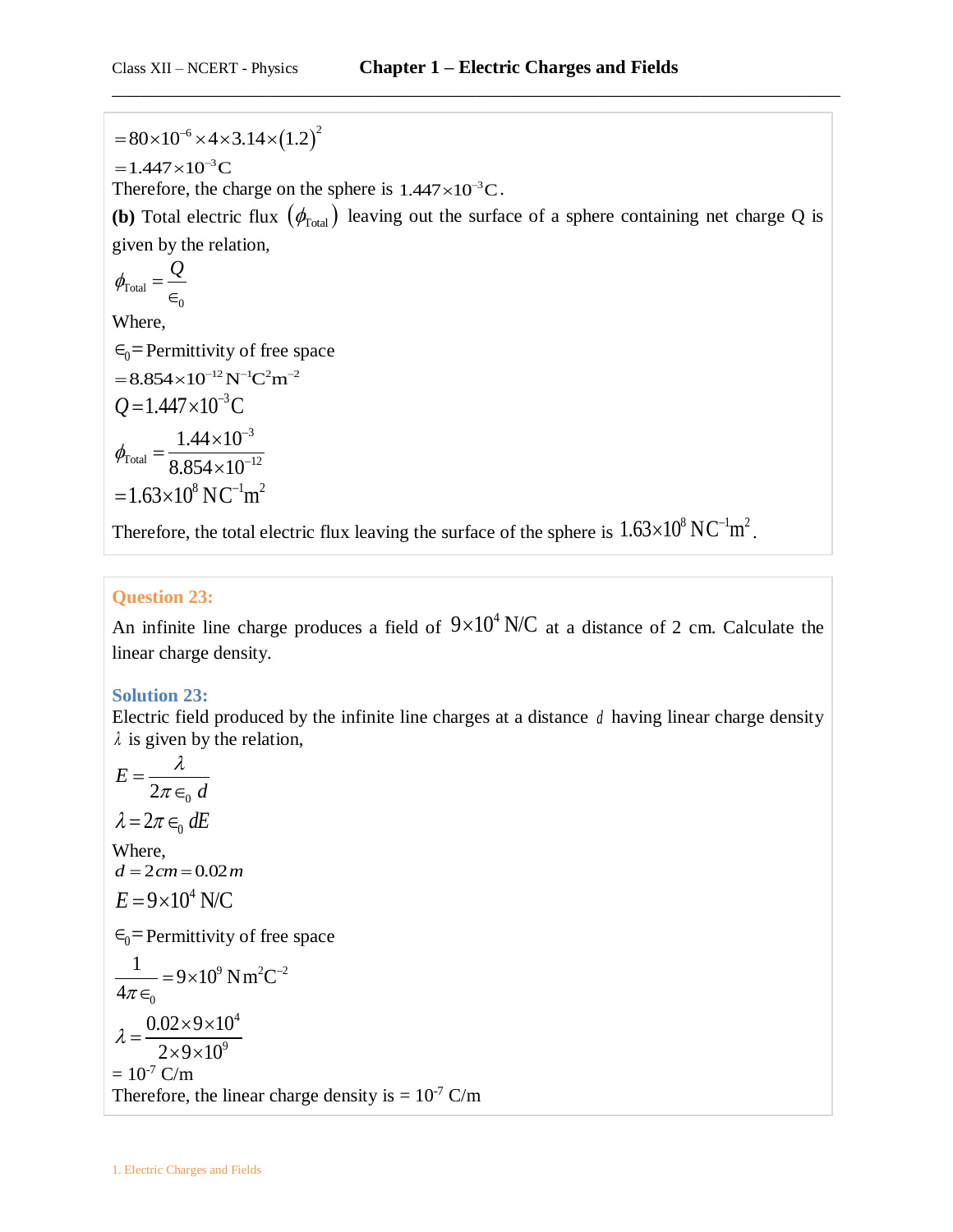$$= 80 \times 10^{-6} \times 4 \times 3.14 \times (1.2)^2$$

$$= 1.447 \times 10^{-3} \text{C}$$

Therefore, the charge on the sphere is $1.447 \times 10^{-3} \text{C}$.

**(b)** Total electric flux $(\phi_{\text{Total}})$ leaving out the surface of a sphere containing net charge Q is given by the relation,

$$\phi_{\text{Total}} = \frac{Q}{\epsilon_0}$$

Where,

$\epsilon_0$ = Permittivity of free space

$= 8.854 \times 10^{-12} \text{N}^{-1}\text{C}^2\text{m}^{-2}$

$Q = 1.447 \times 10^{-3} \text{C}$

$$\phi_{\text{Total}} = \frac{1.44 \times 10^{-3}}{8.854 \times 10^{-12}}$$

$$= 1.63 \times 10^{8} \text{NC}^{-1}\text{m}^2$$

Therefore, the total electric flux leaving the surface of the sphere is $1.63 \times 10^{8} \text{NC}^{-1}\text{m}^2$.

## Question 23:

An infinite line charge produces a field of $9 \times 10^4$ N/C at a distance of 2 cm. Calculate the linear charge density.

## Solution 23:

Electric field produced by the infinite line charges at a distance $d$ having linear charge density $\lambda$ is given by the relation,

$$E = \frac{\lambda}{2\pi \epsilon_0 d}$$

$$\lambda = 2\pi \epsilon_0 dE$$

Where,

$d = 2cm = 0.02m$

$E = 9 \times 10^4$ N/C

$\epsilon_0$ = Permittivity of free space

$$\frac{1}{4\pi \epsilon_0} = 9 \times 10^9 \text{Nm}^2\text{C}^{-2}$$

$$\lambda = \frac{0.02 \times 9 \times 10^4}{2 \times 9 \times 10^9}$$

$= 10^{-7}$ C/m

Therefore, the linear charge density is $= 10^{-7}$ C/m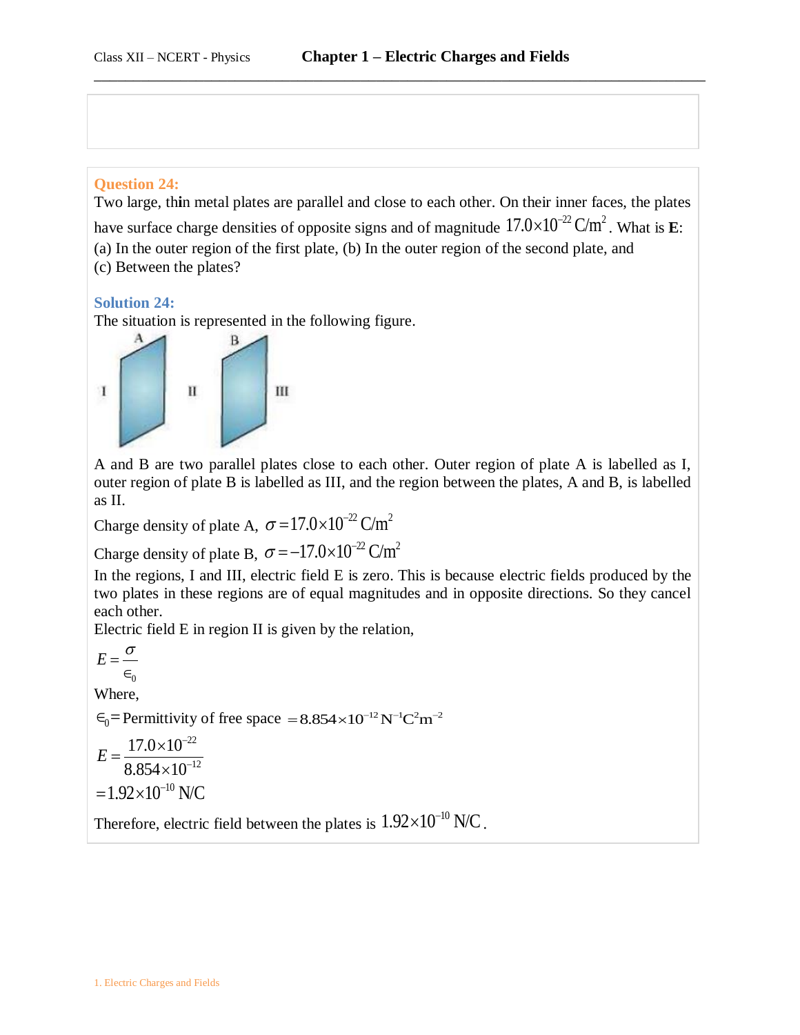**Question 24:**

Two large, thin metal plates are parallel and close to each other. On their inner faces, the plates have surface charge densities of opposite signs and of magnitude $17.0\times10^{-22}\ \text{C/m}^2$. What is **E**:
(a) In the outer region of the first plate, (b) In the outer region of the second plate, and
(c) Between the plates?

**Solution 24:**

The situation is represented in the following figure.

A and B are two parallel plates close to each other. Outer region of plate A is labelled as I, outer region of plate B is labelled as III, and the region between the plates, A and B, is labelled as II.

Charge density of plate A, $\sigma = 17.0\times10^{-22}\ \text{C/m}^2$

Charge density of plate B, $\sigma = -17.0\times10^{-22}\ \text{C/m}^2$

In the regions, I and III, electric field E is zero. This is because electric fields produced by the two plates in these regions are of equal magnitudes and in opposite directions. So they cancel each other.

Electric field E in region II is given by the relation,

$$E = \frac{\sigma}{\epsilon_0}$$

Where,

$\epsilon_0 =$ Permittivity of free space $= 8.854\times10^{-12}\ \text{N}^{-1}\text{C}^2\text{m}^{-2}$

$$E = \frac{17.0\times10^{-22}}{8.854\times10^{-12}}$$

$$= 1.92\times10^{-10}\ \text{N/C}$$

Therefore, electric field between the plates is $1.92\times10^{-10}\ \text{N/C}$.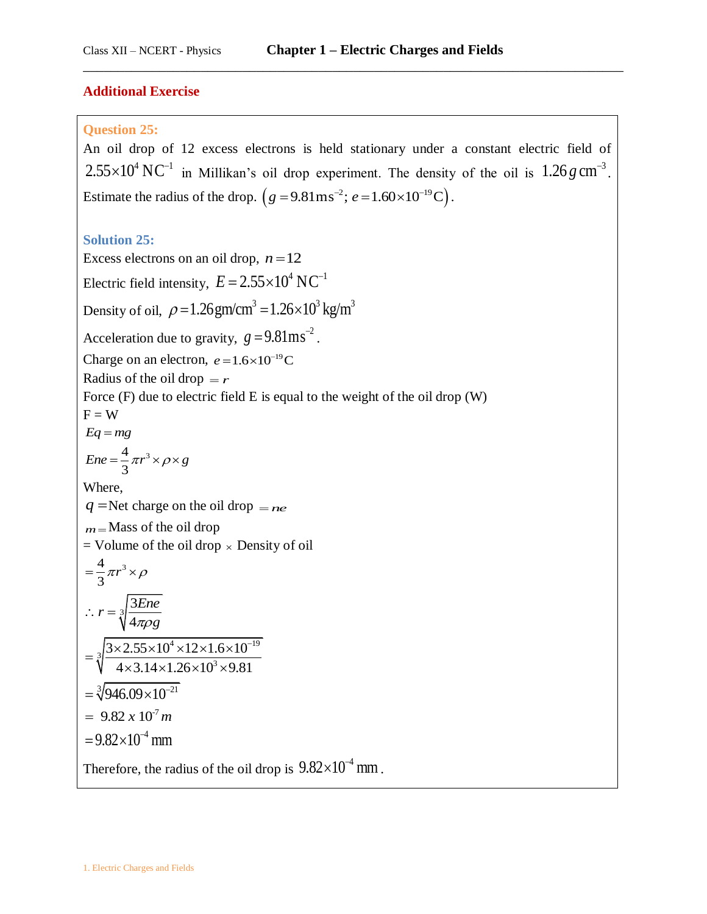## Additional Exercise

**Question 25:**

An oil drop of 12 excess electrons is held stationary under a constant electric field of $2.55\times10^4\ \text{NC}^{-1}$ in Millikan's oil drop experiment. The density of the oil is $1.26\,g\,\text{cm}^{-3}$. Estimate the radius of the drop. $\left(g = 9.81\text{ms}^{-2};\ e = 1.60\times10^{-19}\text{C}\right)$.

**Solution 25:**

Excess electrons on an oil drop, $n = 12$

Electric field intensity, $E = 2.55\times10^4\ \text{NC}^{-1}$

Density of oil, $\rho = 1.26\,\text{gm/cm}^3 = 1.26\times10^3\ \text{kg/m}^3$

Acceleration due to gravity, $g = 9.81\text{ms}^{-2}$.

Charge on an electron, $e = 1.6\times10^{-19}\text{C}$

Radius of the oil drop $= r$

Force (F) due to electric field E is equal to the weight of the oil drop (W)

F = W

$Eq = mg$

$Ene = \frac{4}{3}\pi r^3 \times \rho \times g$

Where,

$q =$ Net charge on the oil drop $= ne$

$m =$ Mass of the oil drop

= Volume of the oil drop $\times$ Density of oil

$= \frac{4}{3}\pi r^3 \times \rho$

$\therefore r = \sqrt[3]{\frac{3Ene}{4\pi\rho g}}$

$= \sqrt[3]{\frac{3\times2.55\times10^4\times12\times1.6\times10^{-19}}{4\times3.14\times1.26\times10^3\times9.81}}$

$= \sqrt[3]{946.09\times10^{-21}}$

$= 9.82 \times 10^{-7}\,m$

$= 9.82\times10^{-4}\ \text{mm}$

Therefore, the radius of the oil drop is $9.82\times10^{-4}\ \text{mm}$.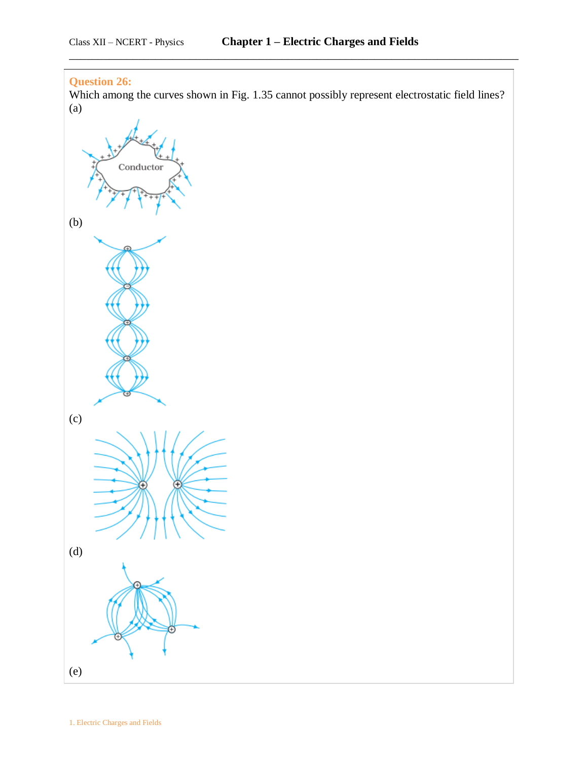**Question 26:**

Which among the curves shown in Fig. 1.35 cannot possibly represent electrostatic field lines?

(a)

(b)

(c)

(d)

(e)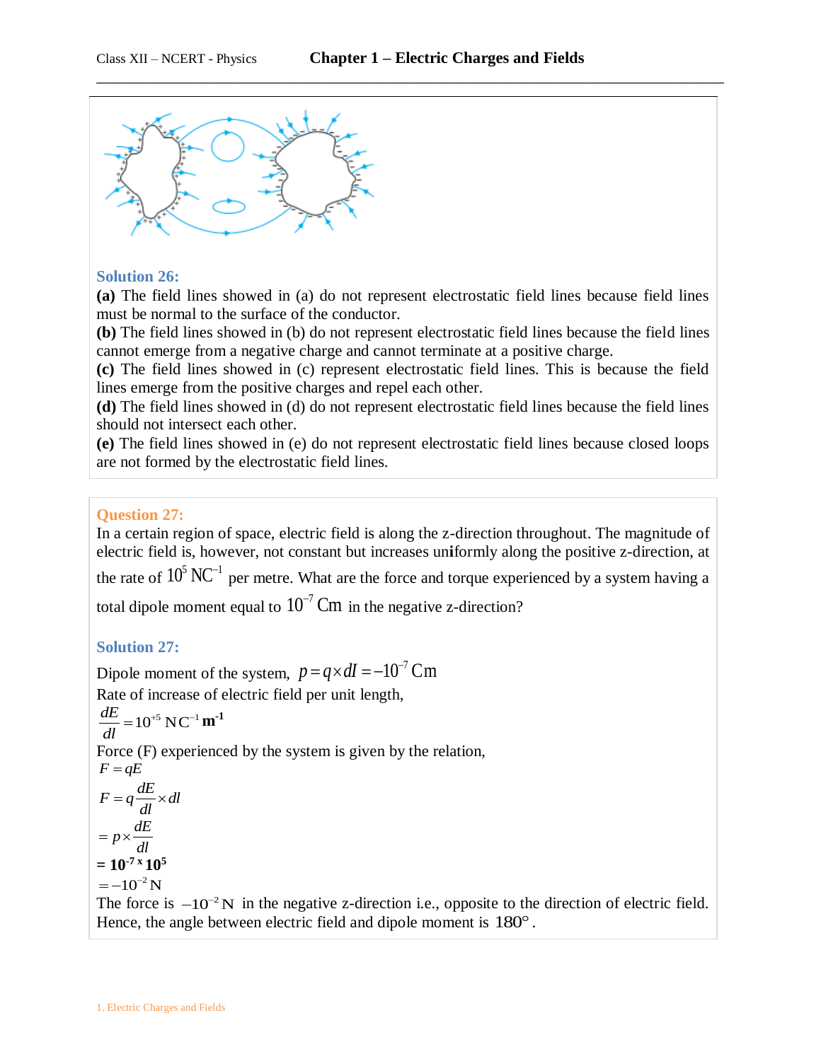## Solution 26:

**(a)** The field lines showed in (a) do not represent electrostatic field lines because field lines must be normal to the surface of the conductor.

**(b)** The field lines showed in (b) do not represent electrostatic field lines because the field lines cannot emerge from a negative charge and cannot terminate at a positive charge.

**(c)** The field lines showed in (c) represent electrostatic field lines. This is because the field lines emerge from the positive charges and repel each other.

**(d)** The field lines showed in (d) do not represent electrostatic field lines because the field lines should not intersect each other.

**(e)** The field lines showed in (e) do not represent electrostatic field lines because closed loops are not formed by the electrostatic field lines.

## Question 27:

In a certain region of space, electric field is along the z-direction throughout. The magnitude of electric field is, however, not constant but increases uniformly along the positive z-direction, at the rate of $10^5\ \text{NC}^{-1}$ per metre. What are the force and torque experienced by a system having a total dipole moment equal to $10^{-7}$ Cm in the negative z-direction?

## Solution 27:

Dipole moment of the system, $p = q \times dl = -10^{-7}$ Cm

Rate of increase of electric field per unit length,

$$\frac{dE}{dl} = 10^{+5}\ \text{NC}^{-1}\,\mathbf{m^{-1}}$$

Force (F) experienced by the system is given by the relation,

$$F = qE$$

$$F = q\frac{dE}{dl} \times dl$$

$$= p \times \frac{dE}{dl}$$

$$= \mathbf{10^{-7} \times 10^{5}}$$

$$= -10^{-2}\ \text{N}$$

The force is $-10^{-2}$ N in the negative z-direction i.e., opposite to the direction of electric field. Hence, the angle between electric field and dipole moment is $180^\circ$.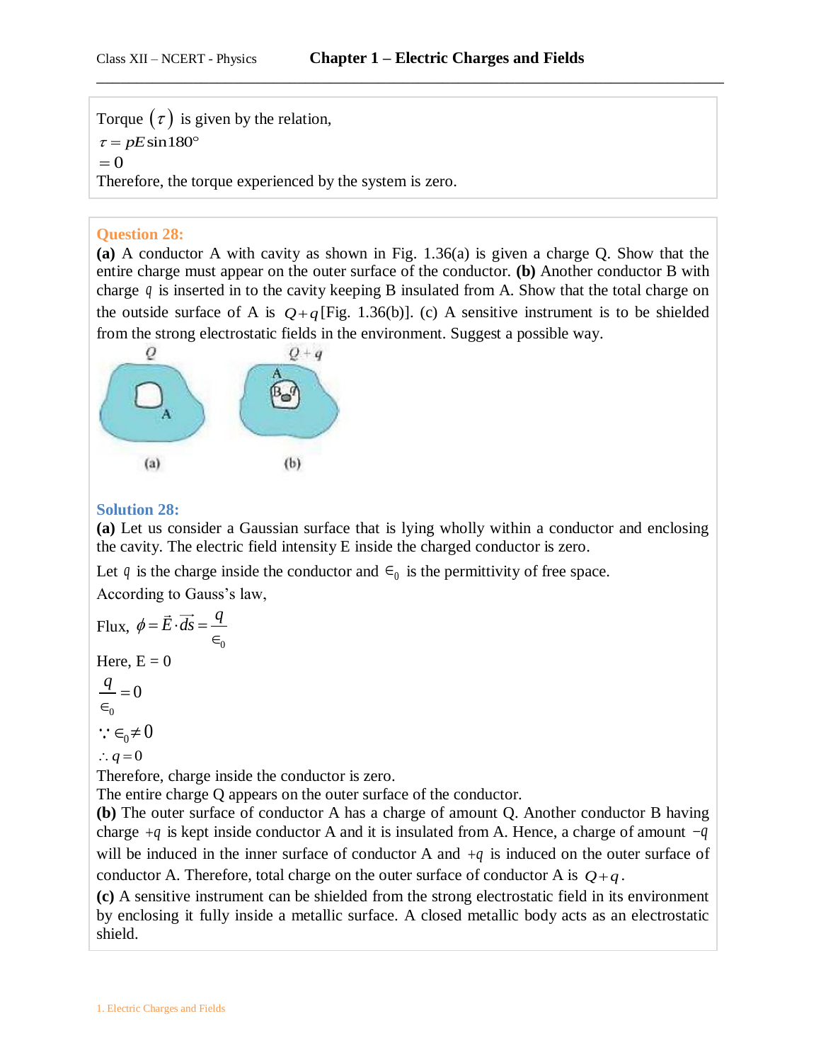Torque $(\tau)$ is given by the relation,

$\tau = pE\sin 180°$

$= 0$

Therefore, the torque experienced by the system is zero.

**Question 28:**

**(a)** A conductor A with cavity as shown in Fig. 1.36(a) is given a charge Q. Show that the entire charge must appear on the outer surface of the conductor. **(b)** Another conductor B with charge $q$ is inserted in to the cavity keeping B insulated from A. Show that the total charge on the outside surface of A is $Q+q$ [Fig. 1.36(b)]. (c) A sensitive instrument is to be shielded from the strong electrostatic fields in the environment. Suggest a possible way.

**Solution 28:**

**(a)** Let us consider a Gaussian surface that is lying wholly within a conductor and enclosing the cavity. The electric field intensity E inside the charged conductor is zero.

Let $q$ is the charge inside the conductor and $\epsilon_0$ is the permittivity of free space.

According to Gauss's law,

Flux, $\phi = \vec{E} \cdot \vec{ds} = \dfrac{q}{\epsilon_0}$

Here, E = 0

$\dfrac{q}{\epsilon_0} = 0$

$\because \epsilon_0 \neq 0$

$\therefore q = 0$

Therefore, charge inside the conductor is zero.

The entire charge Q appears on the outer surface of the conductor.

**(b)** The outer surface of conductor A has a charge of amount Q. Another conductor B having charge $+q$ is kept inside conductor A and it is insulated from A. Hence, a charge of amount $-q$ will be induced in the inner surface of conductor A and $+q$ is induced on the outer surface of conductor A. Therefore, total charge on the outer surface of conductor A is $Q+q$.

**(c)** A sensitive instrument can be shielded from the strong electrostatic field in its environment by enclosing it fully inside a metallic surface. A closed metallic body acts as an electrostatic shield.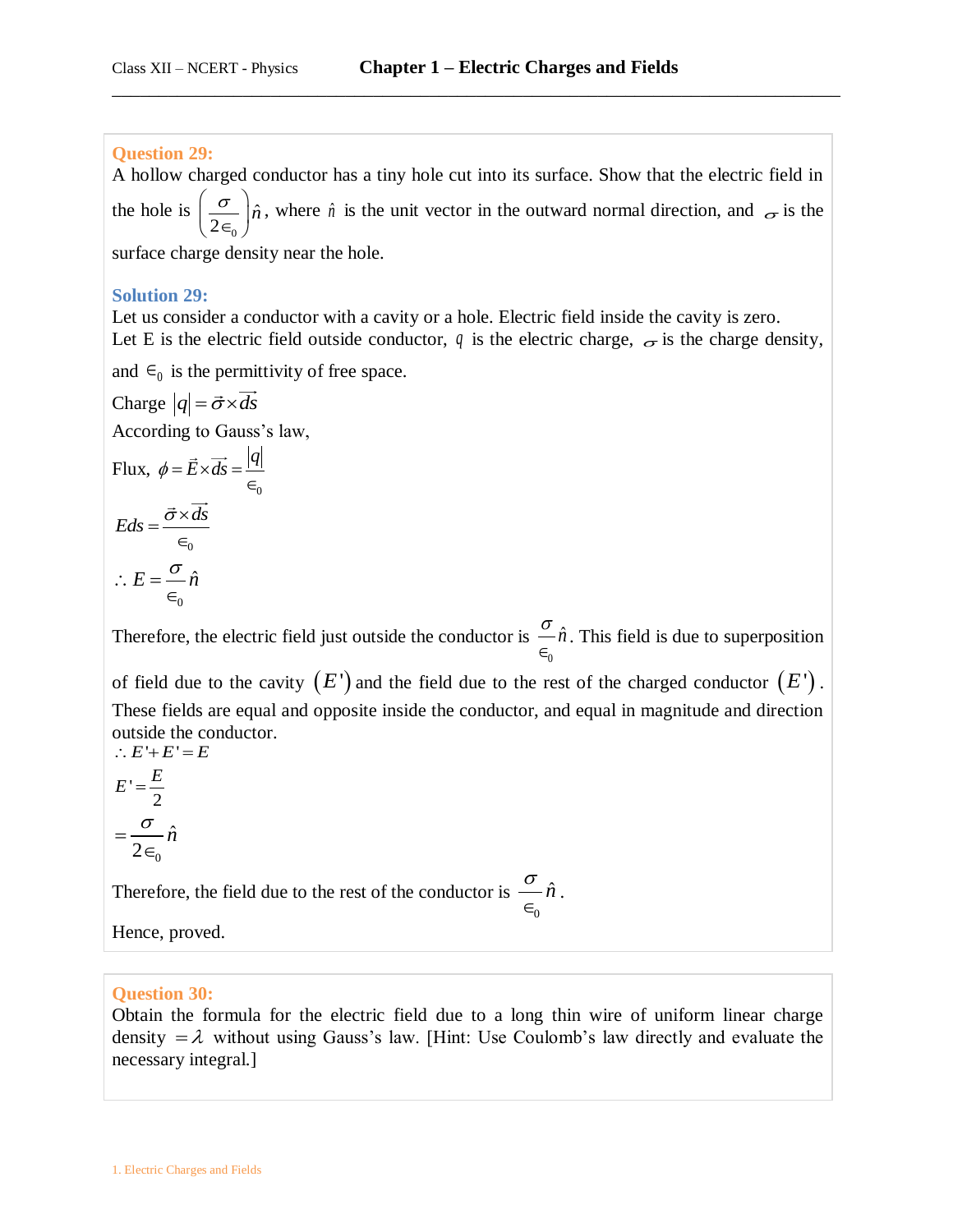**Question 29:**
A hollow charged conductor has a tiny hole cut into its surface. Show that the electric field in the hole is $\left(\frac{\sigma}{2\epsilon_0}\right)\hat{n}$, where $\hat{n}$ is the unit vector in the outward normal direction, and $\sigma$ is the surface charge density near the hole.

**Solution 29:**
Let us consider a conductor with a cavity or a hole. Electric field inside the cavity is zero.
Let E is the electric field outside conductor, $q$ is the electric charge, $\sigma$ is the charge density, and $\epsilon_0$ is the permittivity of free space.

Charge $|q| = \vec{\sigma} \times \overrightarrow{ds}$

According to Gauss's law,

Flux, $\phi = \vec{E} \times \overrightarrow{ds} = \frac{|q|}{\epsilon_0}$

$$Eds = \frac{\vec{\sigma} \times \overrightarrow{ds}}{\epsilon_0}$$

$$\therefore E = \frac{\sigma}{\epsilon_0}\hat{n}$$

Therefore, the electric field just outside the conductor is $\frac{\sigma}{\epsilon_0}\hat{n}$. This field is due to superposition of field due to the cavity $(E')$ and the field due to the rest of the charged conductor $(E')$. These fields are equal and opposite inside the conductor, and equal in magnitude and direction outside the conductor.

$$\therefore E' + E' = E$$

$$E' = \frac{E}{2}$$

$$= \frac{\sigma}{2\epsilon_0}\hat{n}$$

Therefore, the field due to the rest of the conductor is $\frac{\sigma}{\epsilon_0}\hat{n}$.

Hence, proved.

**Question 30:**
Obtain the formula for the electric field due to a long thin wire of uniform linear charge density $= \lambda$ without using Gauss's law. [Hint: Use Coulomb's law directly and evaluate the necessary integral.]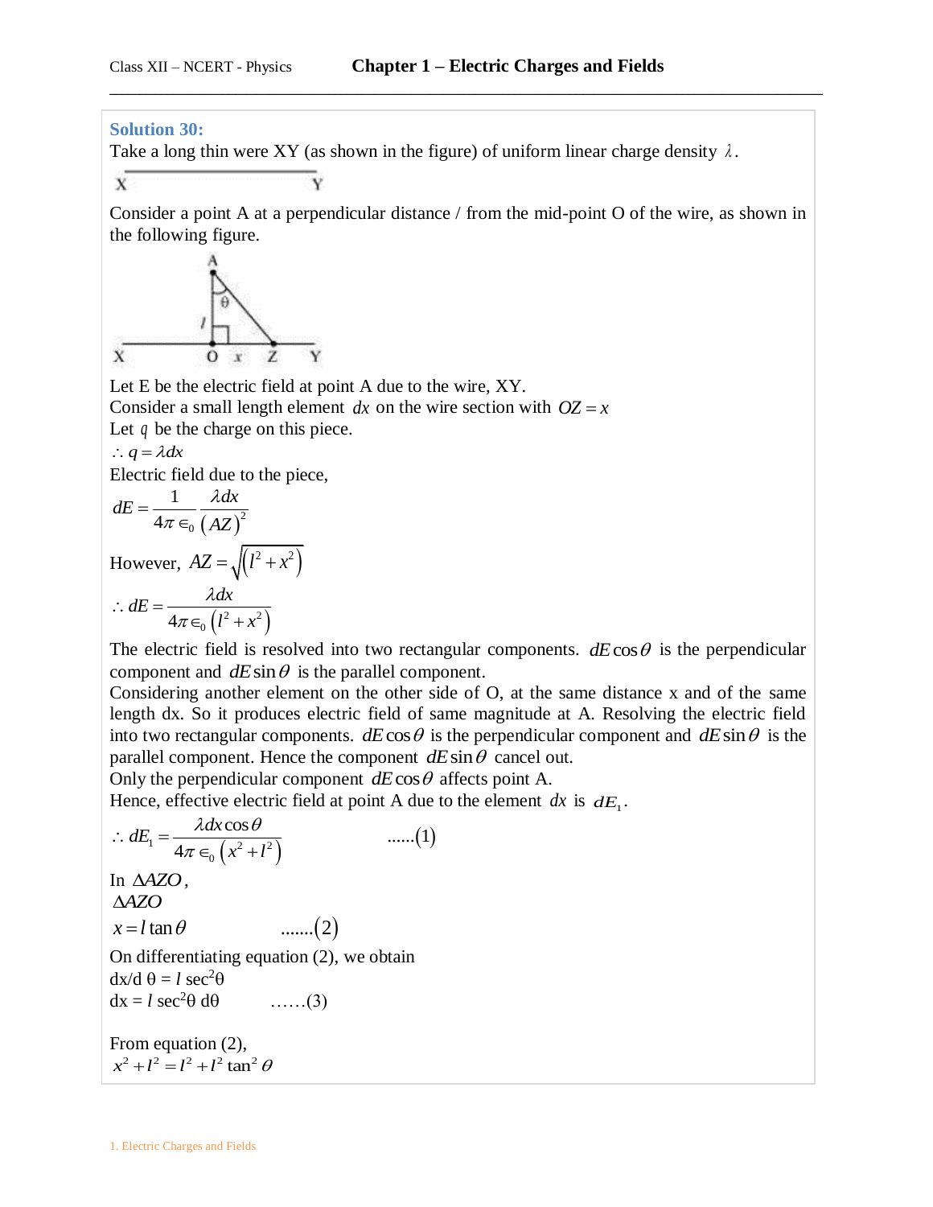### Solution 30:

Take a long thin were XY (as shown in the figure) of uniform linear charge density $\lambda$.

Consider a point A at a perpendicular distance / from the mid-point O of the wire, as shown in the following figure.

Let E be the electric field at point A due to the wire, XY.

Consider a small length element $dx$ on the wire section with $OZ = x$

Let $q$ be the charge on this piece.

$\therefore q = \lambda dx$

Electric field due to the piece,

$$dE = \frac{1}{4\pi \epsilon_0} \frac{\lambda dx}{(AZ)^2}$$

However, $AZ = \sqrt{(l^2 + x^2)}$

$$\therefore dE = \frac{\lambda dx}{4\pi \epsilon_0 (l^2 + x^2)}$$

The electric field is resolved into two rectangular components. $dE\cos\theta$ is the perpendicular component and $dE\sin\theta$ is the parallel component.

Considering another element on the other side of O, at the same distance x and of the same length dx. So it produces electric field of same magnitude at A. Resolving the electric field into two rectangular components. $dE\cos\theta$ is the perpendicular component and $dE\sin\theta$ is the parallel component. Hence the component $dE\sin\theta$ cancel out.

Only the perpendicular component $dE\cos\theta$ affects point A.

Hence, effective electric field at point A due to the element $dx$ is $dE_1$.

$$\therefore dE_1 = \frac{\lambda dx \cos\theta}{4\pi \epsilon_0 (x^2 + l^2)} \qquad ......(1)$$

In $\Delta AZO$,

$\Delta AZO$

$$x = l\tan\theta \qquad .......(2)$$

On differentiating equation (2), we obtain

$dx/d\theta = l\sec^2\theta$

$$dx = l\sec^2\theta \, d\theta \qquad ......(3)$$

From equation (2),

$$x^2 + l^2 = l^2 + l^2\tan^2\theta$$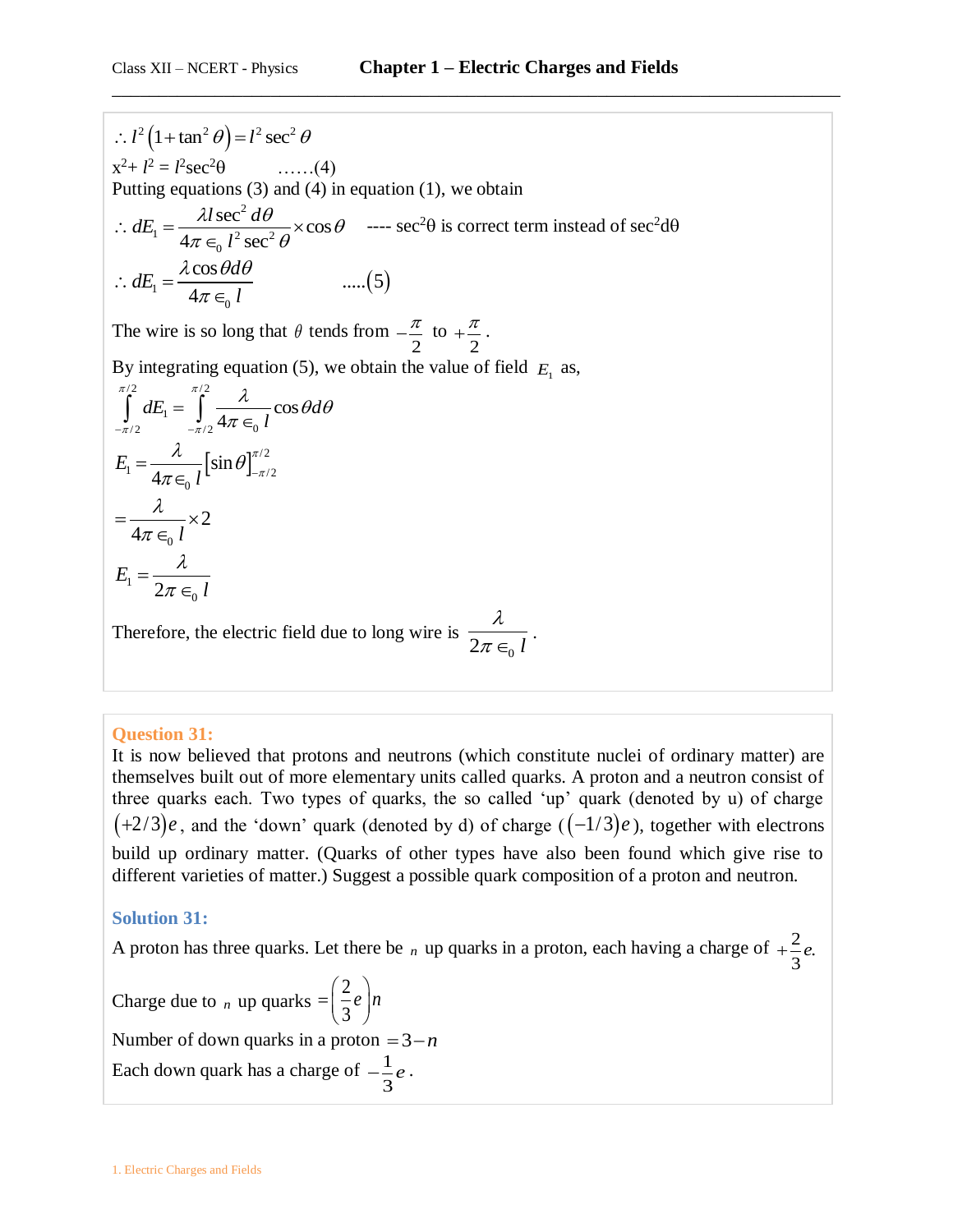$$\therefore l^2\left(1+\tan^2\theta\right)=l^2\sec^2\theta$$

$x^2 + l^2 = l^2\sec^2\theta$ ……(4)

Putting equations (3) and (4) in equation (1), we obtain

$$\therefore dE_1 = \frac{\lambda l \sec^2 d\theta}{4\pi\in_0 l^2\sec^2\theta}\times\cos\theta$$ ---- $\sec^2\theta$ is correct term instead of $\sec^2 d\theta$

$$\therefore dE_1 = \frac{\lambda\cos\theta d\theta}{4\pi\in_0 l} \qquad .....(5)$$

The wire is so long that $\theta$ tends from $-\frac{\pi}{2}$ to $+\frac{\pi}{2}$.

By integrating equation (5), we obtain the value of field $E_1$ as,

$$\int_{-\pi/2}^{\pi/2} dE_1 = \int_{-\pi/2}^{\pi/2}\frac{\lambda}{4\pi\in_0 l}\cos\theta d\theta$$

$$E_1 = \frac{\lambda}{4\pi\in_0 l}\left[\sin\theta\right]_{-\pi/2}^{\pi/2}$$

$$= \frac{\lambda}{4\pi\in_0 l}\times 2$$

$$E_1 = \frac{\lambda}{2\pi\in_0 l}$$

Therefore, the electric field due to long wire is $\frac{\lambda}{2\pi\in_0 l}$.

**Question 31:**

It is now believed that protons and neutrons (which constitute nuclei of ordinary matter) are themselves built out of more elementary units called quarks. A proton and a neutron consist of three quarks each. Two types of quarks, the so called 'up' quark (denoted by u) of charge $(+2/3)e$, and the 'down' quark (denoted by d) of charge $((-1/3)e)$, together with electrons build up ordinary matter. (Quarks of other types have also been found which give rise to different varieties of matter.) Suggest a possible quark composition of a proton and neutron.

**Solution 31:**

A proton has three quarks. Let there be $n$ up quarks in a proton, each having a charge of $+\frac{2}{3}e$.

Charge due to $n$ up quarks $=\left(\frac{2}{3}e\right)n$

Number of down quarks in a proton $= 3-n$

Each down quark has a charge of $-\frac{1}{3}e$.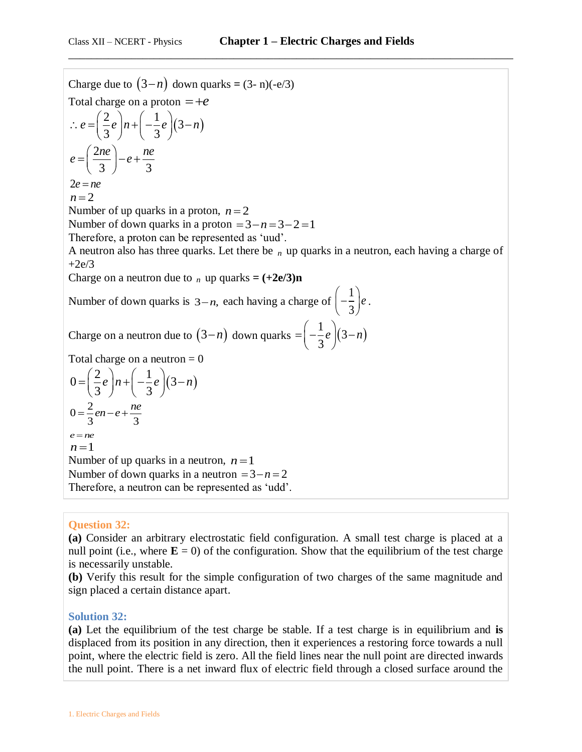Charge due to $(3-n)$ down quarks = (3- n)(-e/3)

Total charge on a proton $=+e$

$$\therefore e=\left(\frac{2}{3}e\right)n+\left(-\frac{1}{3}e\right)(3-n)$$

$$e=\left(\frac{2ne}{3}\right)-e+\frac{ne}{3}$$

$$2e=ne$$

$$n=2$$

Number of up quarks in a proton, $n=2$

Number of down quarks in a proton $=3-n=3-2=1$

Therefore, a proton can be represented as 'uud'.

A neutron also has three quarks. Let there be $n$ up quarks in a neutron, each having a charge of +2e/3

Charge on a neutron due to $n$ up quarks **= (+2e/3)n**

Number of down quarks is $3-n$, each having a charge of $\left(-\frac{1}{3}\right)e$.

Charge on a neutron due to $(3-n)$ down quarks $=\left(-\frac{1}{3}e\right)(3-n)$

Total charge on a neutron = 0

$$0=\left(\frac{2}{3}e\right)n+\left(-\frac{1}{3}e\right)(3-n)$$

$$0=\frac{2}{3}en-e+\frac{ne}{3}$$

$$e=ne$$

$$n=1$$

Number of up quarks in a neutron, $n=1$

Number of down quarks in a neutron $=3-n=2$

Therefore, a neutron can be represented as 'udd'.

### Question 32:

**(a)** Consider an arbitrary electrostatic field configuration. A small test charge is placed at a null point (i.e., where $\mathbf{E}$ = 0) of the configuration. Show that the equilibrium of the test charge is necessarily unstable.

**(b)** Verify this result for the simple configuration of two charges of the same magnitude and sign placed a certain distance apart.

### Solution 32:

**(a)** Let the equilibrium of the test charge be stable. If a test charge is in equilibrium and **is** displaced from its position in any direction, then it experiences a restoring force towards a null point, where the electric field is zero. All the field lines near the null point are directed inwards the null point. There is a net inward flux of electric field through a closed surface around the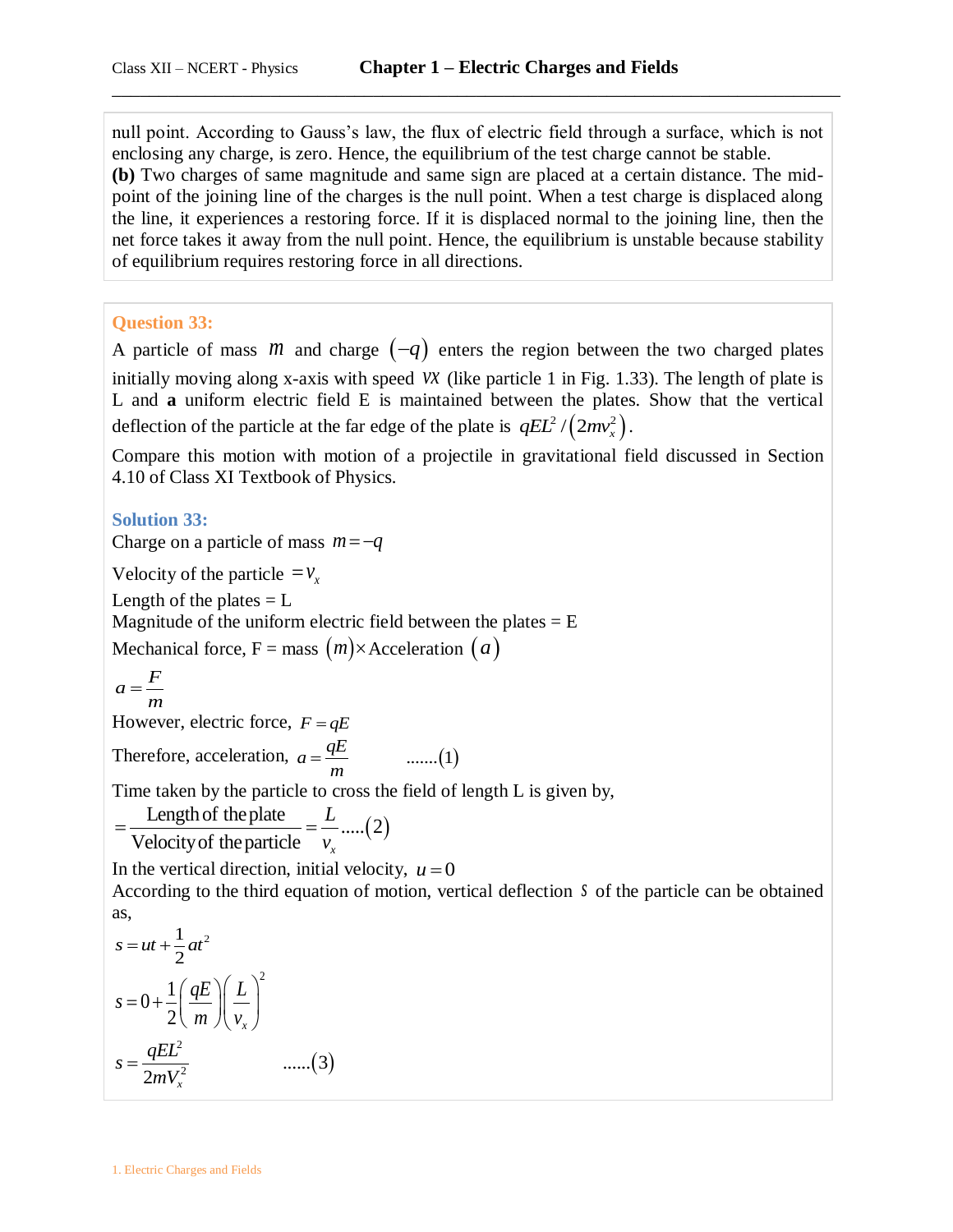null point. According to Gauss's law, the flux of electric field through a surface, which is not enclosing any charge, is zero. Hence, the equilibrium of the test charge cannot be stable.

**(b)** Two charges of same magnitude and same sign are placed at a certain distance. The mid-point of the joining line of the charges is the null point. When a test charge is displaced along the line, it experiences a restoring force. If it is displaced normal to the joining line, then the net force takes it away from the null point. Hence, the equilibrium is unstable because stability of equilibrium requires restoring force in all directions.

### Question 33:

A particle of mass $m$ and charge $(-q)$ enters the region between the two charged plates initially moving along x-axis with speed $vx$ (like particle 1 in Fig. 1.33). The length of plate is L and **a** uniform electric field E is maintained between the plates. Show that the vertical deflection of the particle at the far edge of the plate is $qEL^2/\left(2mv_x^2\right)$.

Compare this motion with motion of a projectile in gravitational field discussed in Section 4.10 of Class XI Textbook of Physics.

### Solution 33:

Charge on a particle of mass $m = -q$

Velocity of the particle $= v_x$

Length of the plates = L

Magnitude of the uniform electric field between the plates = E

Mechanical force, F = mass $(m) \times$ Acceleration $(a)$

$$a = \frac{F}{m}$$

However, electric force, $F = qE$

Therefore, acceleration, $a = \frac{qE}{m}$ .......(1)

Time taken by the particle to cross the field of length L is given by,

$$= \frac{\text{Length of the plate}}{\text{Velocity of the particle}} = \frac{L}{v_x} \quad .....(2)$$

In the vertical direction, initial velocity, $u = 0$

According to the third equation of motion, vertical deflection $s$ of the particle can be obtained as,

$$s = ut + \frac{1}{2}at^2$$

$$s = 0 + \frac{1}{2}\left(\frac{qE}{m}\right)\left(\frac{L}{v_x}\right)^2$$

$$s = \frac{qEL^2}{2mV_x^2} \quad ......(3)$$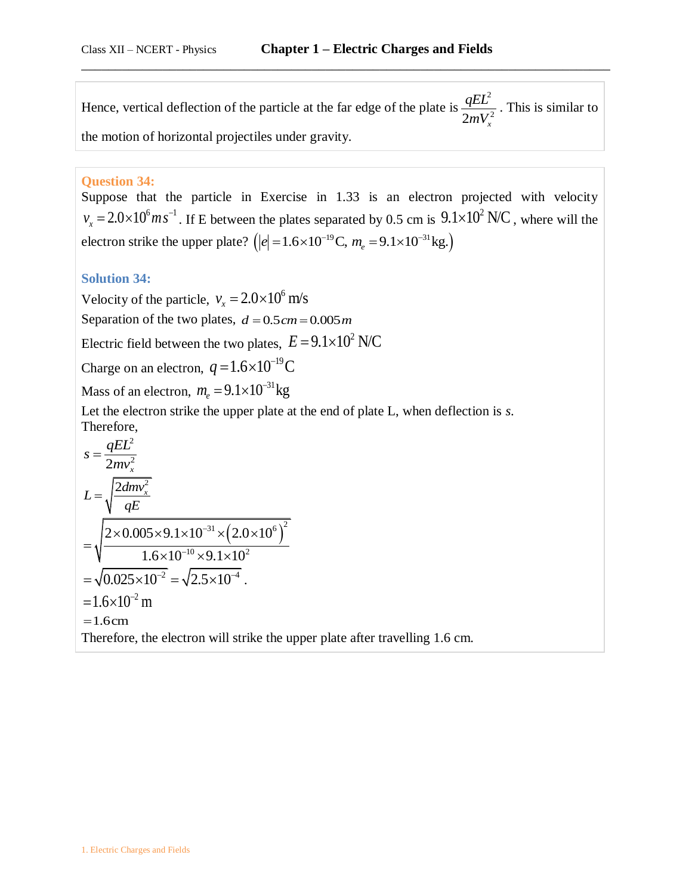Hence, vertical deflection of the particle at the far edge of the plate is $\frac{qEL^2}{2mV_x^2}$. This is similar to the motion of horizontal projectiles under gravity.

**Question 34:**

Suppose that the particle in Exercise in 1.33 is an electron projected with velocity $v_x = 2.0 \times 10^6 ms^{-1}$. If E between the plates separated by 0.5 cm is $9.1 \times 10^2$ N/C, where will the electron strike the upper plate? $\left( |e| = 1.6 \times 10^{-19} \text{C}, \ m_e = 9.1 \times 10^{-31} \text{kg.} \right)$

**Solution 34:**

Velocity of the particle, $v_x = 2.0 \times 10^6$ m/s

Separation of the two plates, $d = 0.5 cm = 0.005 m$

Electric field between the two plates, $E = 9.1 \times 10^2$ N/C

Charge on an electron, $q = 1.6 \times 10^{-19}$C

Mass of an electron, $m_e = 9.1 \times 10^{-31}$kg

Let the electron strike the upper plate at the end of plate L, when deflection is $s$.

Therefore,

$$s = \frac{qEL^2}{2mv_x^2}$$

$$L = \sqrt{\frac{2dmv_x^2}{qE}}$$

$$= \sqrt{\frac{2 \times 0.005 \times 9.1 \times 10^{-31} \times \left(2.0 \times 10^6\right)^2}{1.6 \times 10^{-10} \times 9.1 \times 10^2}}$$

$$= \sqrt{0.025 \times 10^{-2}} = \sqrt{2.5 \times 10^{-4}}.$$

$$= 1.6 \times 10^{-2} \text{ m}$$

$$= 1.6 \text{cm}$$

Therefore, the electron will strike the upper plate after travelling 1.6 cm.